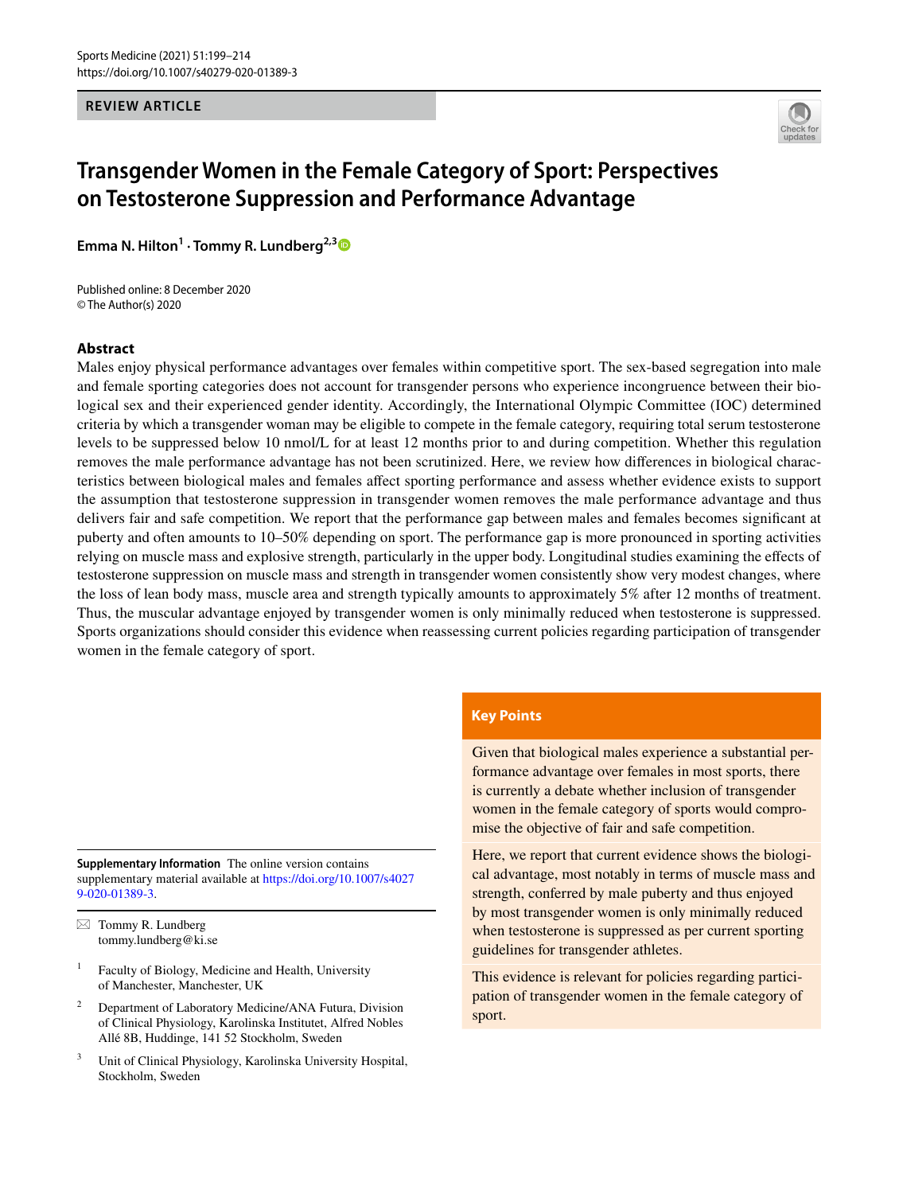REVIEW ARTICLE

# Transgender Women in the Female Category of Sport: Perspectives on Testosterone Suppression and Performance Advantage

**Emma N. Hilton[1] · Tommy R. Lundberg[2,3]**

Published online: 8 December 2020
© The Author(s) 2020

## Abstract

Males enjoy physical performance advantages over females within competitive sport. The sex-based segregation into male and female sporting categories does not account for transgender persons who experience incongruence between their biological sex and their experienced gender identity. Accordingly, the International Olympic Committee (IOC) determined criteria by which a transgender woman may be eligible to compete in the female category, requiring total serum testosterone levels to be suppressed below 10 nmol/L for at least 12 months prior to and during competition. Whether this regulation removes the male performance advantage has not been scrutinized. Here, we review how differences in biological characteristics between biological males and females affect sporting performance and assess whether evidence exists to support the assumption that testosterone suppression in transgender women removes the male performance advantage and thus delivers fair and safe competition. We report that the performance gap between males and females becomes significant at puberty and often amounts to 10–50% depending on sport. The performance gap is more pronounced in sporting activities relying on muscle mass and explosive strength, particularly in the upper body. Longitudinal studies examining the effects of testosterone suppression on muscle mass and strength in transgender women consistently show very modest changes, where the loss of lean body mass, muscle area and strength typically amounts to approximately 5% after 12 months of treatment. Thus, the muscular advantage enjoyed by transgender women is only minimally reduced when testosterone is suppressed. Sports organizations should consider this evidence when reassessing current policies regarding participation of transgender women in the female category of sport.

**Key Points**

Given that biological males experience a substantial performance advantage over females in most sports, there is currently a debate whether inclusion of transgender women in the female category of sports would compromise the objective of fair and safe competition.

Here, we report that current evidence shows the biological advantage, most notably in terms of muscle mass and strength, conferred by male puberty and thus enjoyed by most transgender women is only minimally reduced when testosterone is suppressed as per current sporting guidelines for transgender athletes.

This evidence is relevant for policies regarding participation of transgender women in the female category of sport.

**Supplementary Information** The online version contains supplementary material available at https://doi.org/10.1007/s40279-020-01389-3.

✉ Tommy R. Lundberg
tommy.lundberg@ki.se

[1] Faculty of Biology, Medicine and Health, University of Manchester, Manchester, UK

[2] Department of Laboratory Medicine/ANA Futura, Division of Clinical Physiology, Karolinska Institutet, Alfred Nobles Allé 8B, Huddinge, 141 52 Stockholm, Sweden

[3] Unit of Clinical Physiology, Karolinska University Hospital, Stockholm, Sweden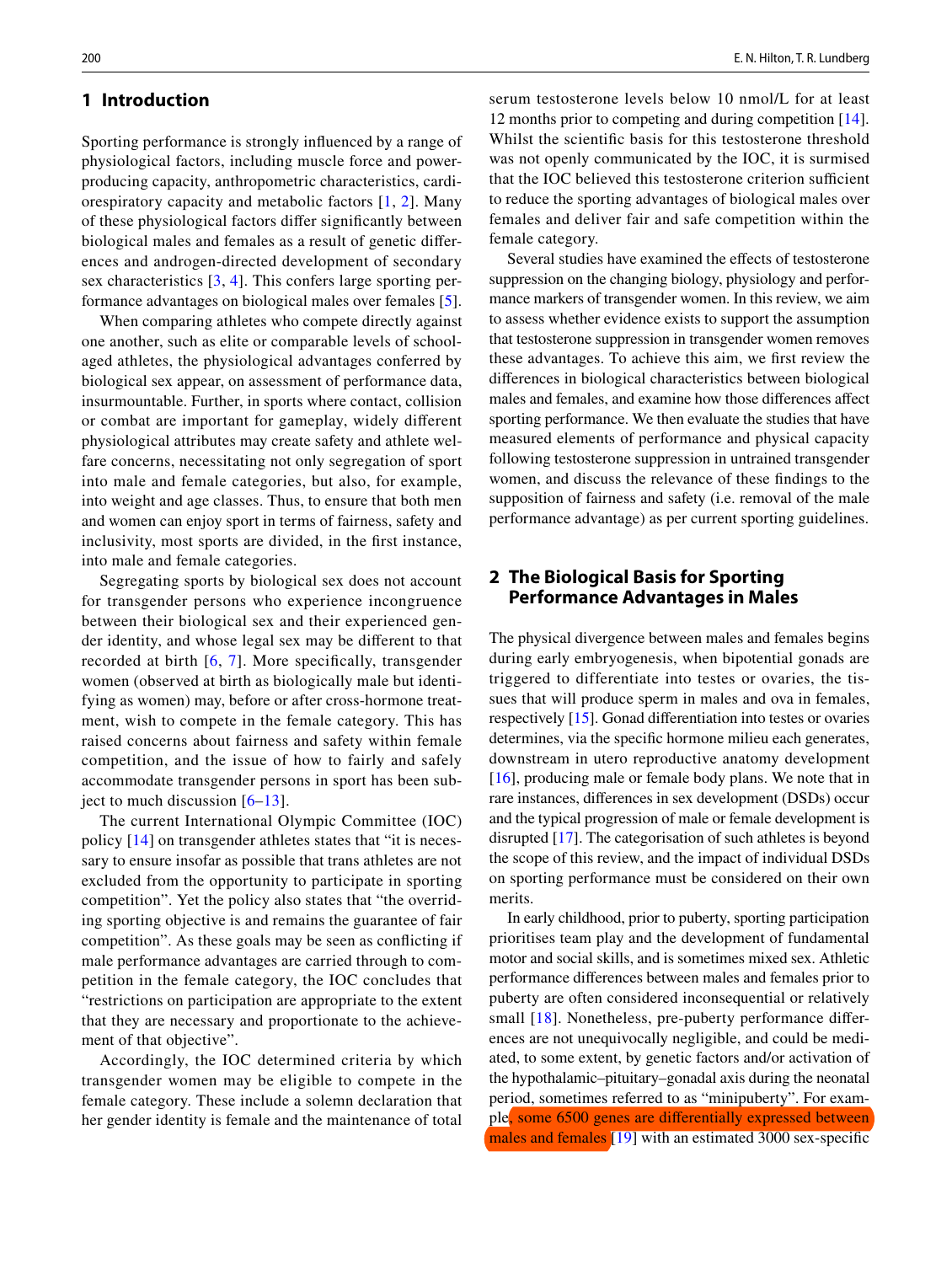## 1 Introduction

Sporting performance is strongly influenced by a range of physiological factors, including muscle force and power-producing capacity, anthropometric characteristics, cardiorespiratory capacity and metabolic factors [1, 2]. Many of these physiological factors differ significantly between biological males and females as a result of genetic differences and androgen-directed development of secondary sex characteristics [3, 4]. This confers large sporting performance advantages on biological males over females [5].

When comparing athletes who compete directly against one another, such as elite or comparable levels of school-aged athletes, the physiological advantages conferred by biological sex appear, on assessment of performance data, insurmountable. Further, in sports where contact, collision or combat are important for gameplay, widely different physiological attributes may create safety and athlete welfare concerns, necessitating not only segregation of sport into male and female categories, but also, for example, into weight and age classes. Thus, to ensure that both men and women can enjoy sport in terms of fairness, safety and inclusivity, most sports are divided, in the first instance, into male and female categories.

Segregating sports by biological sex does not account for transgender persons who experience incongruence between their biological sex and their experienced gender identity, and whose legal sex may be different to that recorded at birth [6, 7]. More specifically, transgender women (observed at birth as biologically male but identifying as women) may, before or after cross-hormone treatment, wish to compete in the female category. This has raised concerns about fairness and safety within female competition, and the issue of how to fairly and safely accommodate transgender persons in sport has been subject to much discussion [6–13].

The current International Olympic Committee (IOC) policy [14] on transgender athletes states that "it is necessary to ensure insofar as possible that trans athletes are not excluded from the opportunity to participate in sporting competition". Yet the policy also states that "the overriding sporting objective is and remains the guarantee of fair competition". As these goals may be seen as conflicting if male performance advantages are carried through to competition in the female category, the IOC concludes that "restrictions on participation are appropriate to the extent that they are necessary and proportionate to the achievement of that objective".

Accordingly, the IOC determined criteria by which transgender women may be eligible to compete in the female category. These include a solemn declaration that her gender identity is female and the maintenance of total serum testosterone levels below 10 nmol/L for at least 12 months prior to competing and during competition [14]. Whilst the scientific basis for this testosterone threshold was not openly communicated by the IOC, it is surmised that the IOC believed this testosterone criterion sufficient to reduce the sporting advantages of biological males over females and deliver fair and safe competition within the female category.

Several studies have examined the effects of testosterone suppression on the changing biology, physiology and performance markers of transgender women. In this review, we aim to assess whether evidence exists to support the assumption that testosterone suppression in transgender women removes these advantages. To achieve this aim, we first review the differences in biological characteristics between biological males and females, and examine how those differences affect sporting performance. We then evaluate the studies that have measured elements of performance and physical capacity following testosterone suppression in untrained transgender women, and discuss the relevance of these findings to the supposition of fairness and safety (i.e. removal of the male performance advantage) as per current sporting guidelines.

## 2 The Biological Basis for Sporting Performance Advantages in Males

The physical divergence between males and females begins during early embryogenesis, when bipotential gonads are triggered to differentiate into testes or ovaries, the tissues that will produce sperm in males and ova in females, respectively [15]. Gonad differentiation into testes or ovaries determines, via the specific hormone milieu each generates, downstream in utero reproductive anatomy development [16], producing male or female body plans. We note that in rare instances, differences in sex development (DSDs) occur and the typical progression of male or female development is disrupted [17]. The categorisation of such athletes is beyond the scope of this review, and the impact of individual DSDs on sporting performance must be considered on their own merits.

In early childhood, prior to puberty, sporting participation prioritises team play and the development of fundamental motor and social skills, and is sometimes mixed sex. Athletic performance differences between males and females prior to puberty are often considered inconsequential or relatively small [18]. Nonetheless, pre-puberty performance differences are not unequivocally negligible, and could be mediated, to some extent, by genetic factors and/or activation of the hypothalamic–pituitary–gonadal axis during the neonatal period, sometimes referred to as "minipuberty". For example, some 6500 genes are differentially expressed between males and females [19] with an estimated 3000 sex-specific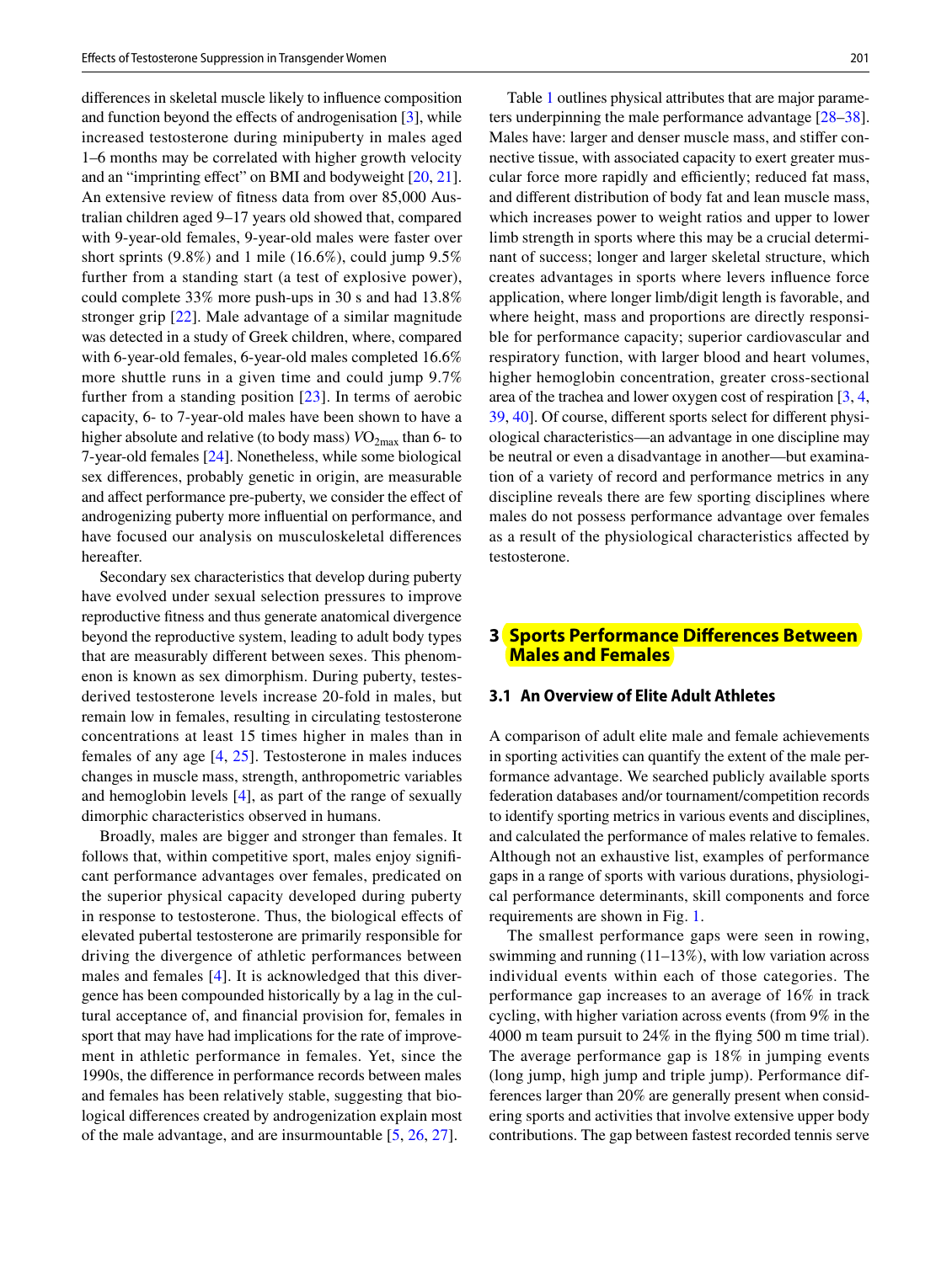differences in skeletal muscle likely to influence composition and function beyond the effects of androgenisation [3], while increased testosterone during minipuberty in males aged 1–6 months may be correlated with higher growth velocity and an "imprinting effect" on BMI and bodyweight [20, 21]. An extensive review of fitness data from over 85,000 Australian children aged 9–17 years old showed that, compared with 9-year-old females, 9-year-old males were faster over short sprints (9.8%) and 1 mile (16.6%), could jump 9.5% further from a standing start (a test of explosive power), could complete 33% more push-ups in 30 s and had 13.8% stronger grip [22]. Male advantage of a similar magnitude was detected in a study of Greek children, where, compared with 6-year-old females, 6-year-old males completed 16.6% more shuttle runs in a given time and could jump 9.7% further from a standing position [23]. In terms of aerobic capacity, 6- to 7-year-old males have been shown to have a higher absolute and relative (to body mass) $VO_{2max}$ than 6- to 7-year-old females [24]. Nonetheless, while some biological sex differences, probably genetic in origin, are measurable and affect performance pre-puberty, we consider the effect of androgenizing puberty more influential on performance, and have focused our analysis on musculoskeletal differences hereafter.

Secondary sex characteristics that develop during puberty have evolved under sexual selection pressures to improve reproductive fitness and thus generate anatomical divergence beyond the reproductive system, leading to adult body types that are measurably different between sexes. This phenomenon is known as sex dimorphism. During puberty, testes-derived testosterone levels increase 20-fold in males, but remain low in females, resulting in circulating testosterone concentrations at least 15 times higher in males than in females of any age [4, 25]. Testosterone in males induces changes in muscle mass, strength, anthropometric variables and hemoglobin levels [4], as part of the range of sexually dimorphic characteristics observed in humans.

Broadly, males are bigger and stronger than females. It follows that, within competitive sport, males enjoy significant performance advantages over females, predicated on the superior physical capacity developed during puberty in response to testosterone. Thus, the biological effects of elevated pubertal testosterone are primarily responsible for driving the divergence of athletic performances between males and females [4]. It is acknowledged that this divergence has been compounded historically by a lag in the cultural acceptance of, and financial provision for, females in sport that may have had implications for the rate of improvement in athletic performance in females. Yet, since the 1990s, the difference in performance records between males and females has been relatively stable, suggesting that biological differences created by androgenization explain most of the male advantage, and are insurmountable [5, 26, 27].

Table 1 outlines physical attributes that are major parameters underpinning the male performance advantage [28–38]. Males have: larger and denser muscle mass, and stiffer connective tissue, with associated capacity to exert greater muscular force more rapidly and efficiently; reduced fat mass, and different distribution of body fat and lean muscle mass, which increases power to weight ratios and upper to lower limb strength in sports where this may be a crucial determinant of success; longer and larger skeletal structure, which creates advantages in sports where levers influence force application, where longer limb/digit length is favorable, and where height, mass and proportions are directly responsible for performance capacity; superior cardiovascular and respiratory function, with larger blood and heart volumes, higher hemoglobin concentration, greater cross-sectional area of the trachea and lower oxygen cost of respiration [3, 4, 39, 40]. Of course, different sports select for different physiological characteristics—an advantage in one discipline may be neutral or even a disadvantage in another—but examination of a variety of record and performance metrics in any discipline reveals there are few sporting disciplines where males do not possess performance advantage over females as a result of the physiological characteristics affected by testosterone.

## 3 Sports Performance Differences Between Males and Females

### 3.1 An Overview of Elite Adult Athletes

A comparison of adult elite male and female achievements in sporting activities can quantify the extent of the male performance advantage. We searched publicly available sports federation databases and/or tournament/competition records to identify sporting metrics in various events and disciplines, and calculated the performance of males relative to females. Although not an exhaustive list, examples of performance gaps in a range of sports with various durations, physiological performance determinants, skill components and force requirements are shown in Fig. 1.

The smallest performance gaps were seen in rowing, swimming and running (11–13%), with low variation across individual events within each of those categories. The performance gap increases to an average of 16% in track cycling, with higher variation across events (from 9% in the 4000 m team pursuit to 24% in the flying 500 m time trial). The average performance gap is 18% in jumping events (long jump, high jump and triple jump). Performance differences larger than 20% are generally present when considering sports and activities that involve extensive upper body contributions. The gap between fastest recorded tennis serve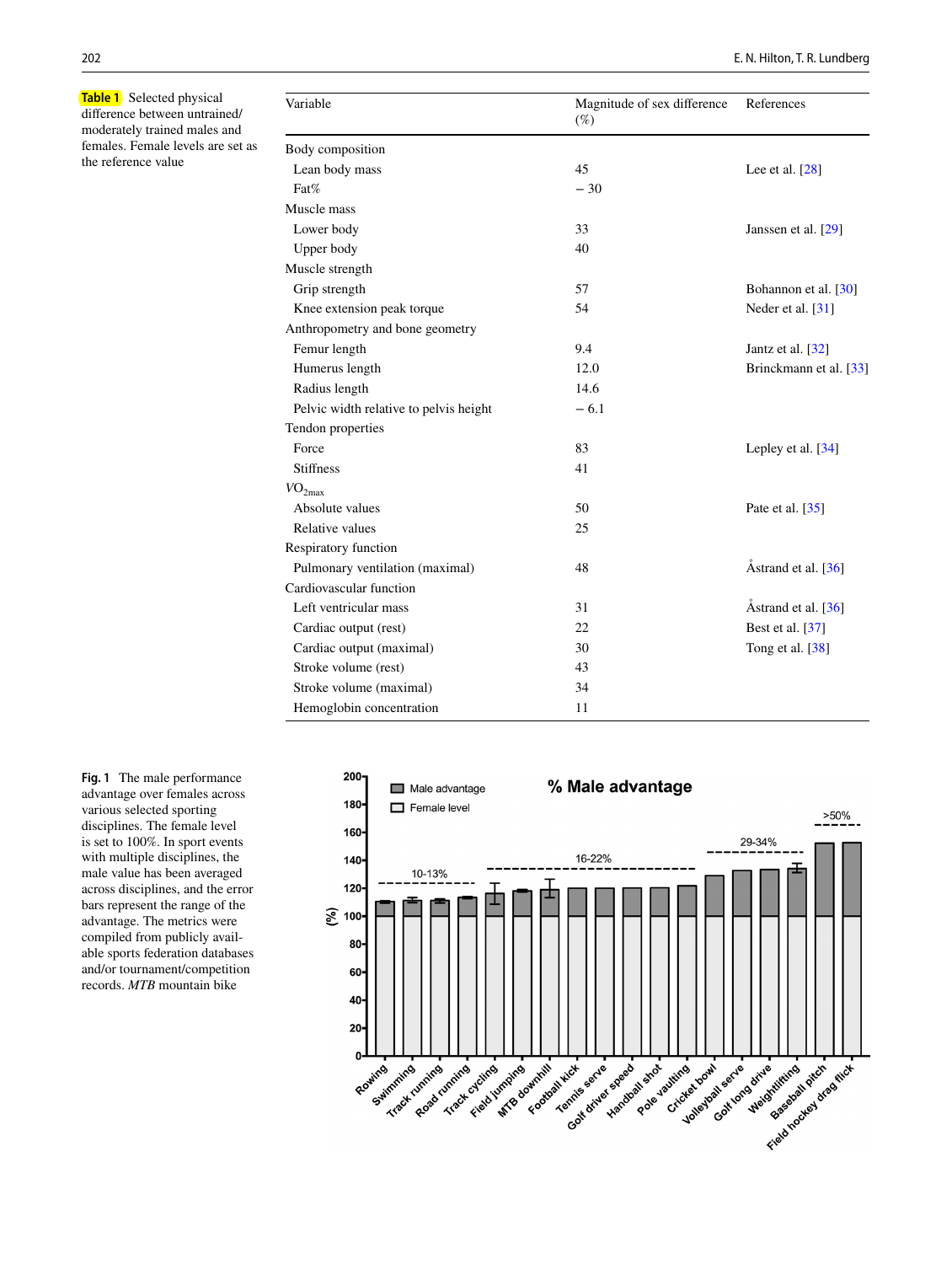**Table 1** Selected physical difference between untrained/moderately trained males and females. Female levels are set as the reference value

| Variable | Magnitude of sex difference (%) | References |
|---|---|---|
| Body composition | | |
| Lean body mass | 45 | Lee et al. [28] |
| Fat% | − 30 | |
| Muscle mass | | |
| Lower body | 33 | Janssen et al. [29] |
| Upper body | 40 | |
| Muscle strength | | |
| Grip strength | 57 | Bohannon et al. [30] |
| Knee extension peak torque | 54 | Neder et al. [31] |
| Anthropometry and bone geometry | | |
| Femur length | 9.4 | Jantz et al. [32] |
| Humerus length | 12.0 | Brinckmann et al. [33] |
| Radius length | 14.6 | |
| Pelvic width relative to pelvis height | − 6.1 | |
| Tendon properties | | |
| Force | 83 | Lepley et al. [34] |
| Stiffness | 41 | |
| $VO_{2max}$ | | |
| Absolute values | 50 | Pate et al. [35] |
| Relative values | 25 | |
| Respiratory function | | |
| Pulmonary ventilation (maximal) | 48 | Åstrand et al. [36] |
| Cardiovascular function | | |
| Left ventricular mass | 31 | Åstrand et al. [36] |
| Cardiac output (rest) | 22 | Best et al. [37] |
| Cardiac output (maximal) | 30 | Tong et al. [38] |
| Stroke volume (rest) | 43 | |
| Stroke volume (maximal) | 34 | |
| Hemoglobin concentration | 11 | |

**Fig. 1** The male performance advantage over females across various selected sporting disciplines. The female level is set to 100%. In sport events with multiple disciplines, the male value has been averaged across disciplines, and the error bars represent the range of the advantage. The metrics were compiled from publicly available sports federation databases and/or tournament/competition records. *MTB* mountain bike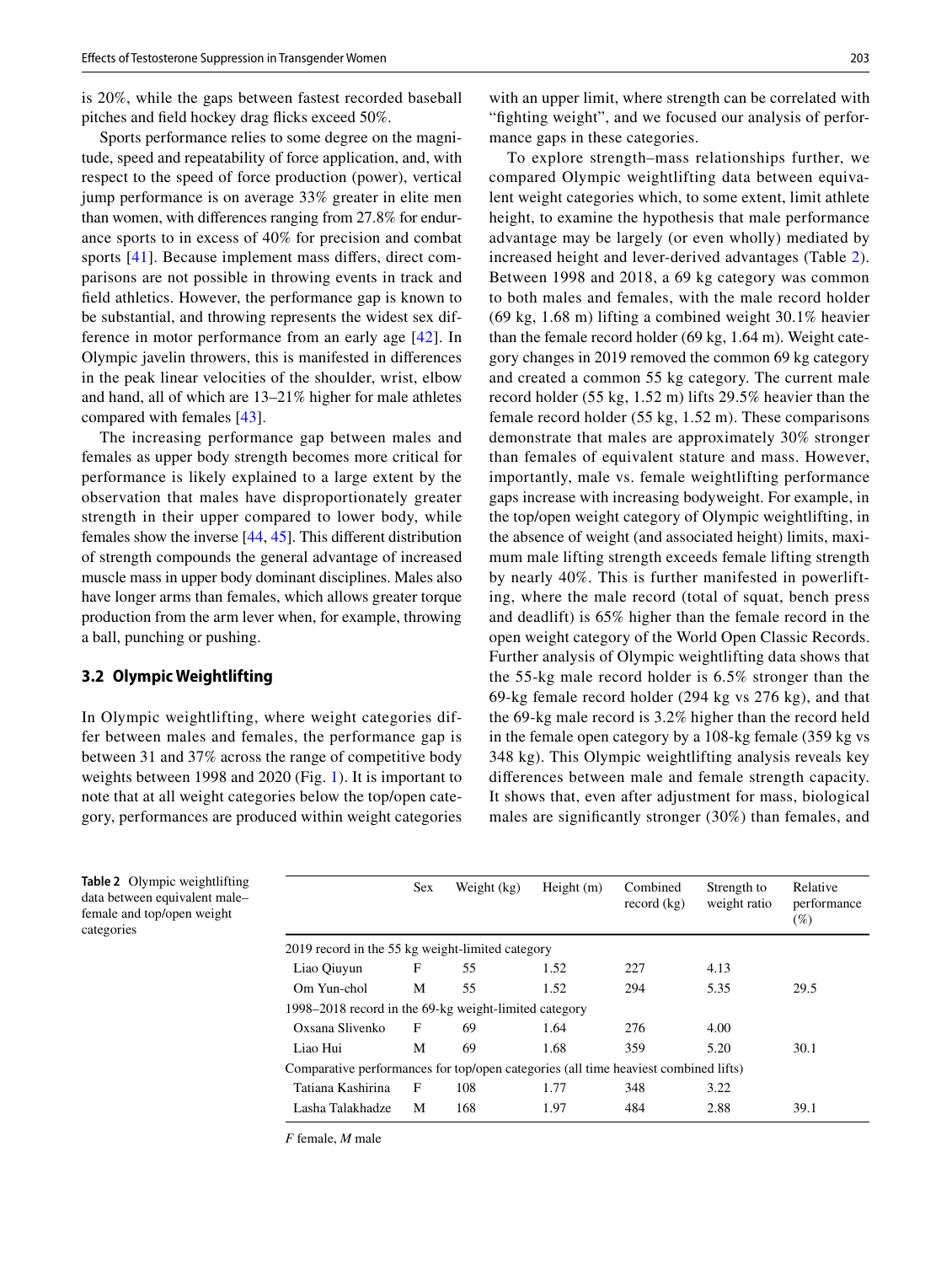is 20%, while the gaps between fastest recorded baseball pitches and field hockey drag flicks exceed 50%.

Sports performance relies to some degree on the magnitude, speed and repeatability of force application, and, with respect to the speed of force production (power), vertical jump performance is on average 33% greater in elite men than women, with differences ranging from 27.8% for endurance sports to in excess of 40% for precision and combat sports [41]. Because implement mass differs, direct comparisons are not possible in throwing events in track and field athletics. However, the performance gap is known to be substantial, and throwing represents the widest sex difference in motor performance from an early age [42]. In Olympic javelin throwers, this is manifested in differences in the peak linear velocities of the shoulder, wrist, elbow and hand, all of which are 13–21% higher for male athletes compared with females [43].

The increasing performance gap between males and females as upper body strength becomes more critical for performance is likely explained to a large extent by the observation that males have disproportionately greater strength in their upper compared to lower body, while females show the inverse [44, 45]. This different distribution of strength compounds the general advantage of increased muscle mass in upper body dominant disciplines. Males also have longer arms than females, which allows greater torque production from the arm lever when, for example, throwing a ball, punching or pushing.

### 3.2 Olympic Weightlifting

In Olympic weightlifting, where weight categories differ between males and females, the performance gap is between 31 and 37% across the range of competitive body weights between 1998 and 2020 (Fig. 1). It is important to note that at all weight categories below the top/open category, performances are produced within weight categories with an upper limit, where strength can be correlated with "fighting weight", and we focused our analysis of performance gaps in these categories.

To explore strength–mass relationships further, we compared Olympic weightlifting data between equivalent weight categories which, to some extent, limit athlete height, to examine the hypothesis that male performance advantage may be largely (or even wholly) mediated by increased height and lever-derived advantages (Table 2). Between 1998 and 2018, a 69 kg category was common to both males and females, with the male record holder (69 kg, 1.68 m) lifting a combined weight 30.1% heavier than the female record holder (69 kg, 1.64 m). Weight category changes in 2019 removed the common 69 kg category and created a common 55 kg category. The current male record holder (55 kg, 1.52 m) lifts 29.5% heavier than the female record holder (55 kg, 1.52 m). These comparisons demonstrate that males are approximately 30% stronger than females of equivalent stature and mass. However, importantly, male vs. female weightlifting performance gaps increase with increasing bodyweight. For example, in the top/open weight category of Olympic weightlifting, in the absence of weight (and associated height) limits, maximum male lifting strength exceeds female lifting strength by nearly 40%. This is further manifested in powerlifting, where the male record (total of squat, bench press and deadlift) is 65% higher than the female record in the open weight category of the World Open Classic Records. Further analysis of Olympic weightlifting data shows that the 55-kg male record holder is 6.5% stronger than the 69-kg female record holder (294 kg vs 276 kg), and that the 69-kg male record is 3.2% higher than the record held in the female open category by a 108-kg female (359 kg vs 348 kg). This Olympic weightlifting analysis reveals key differences between male and female strength capacity. It shows that, even after adjustment for mass, biological males are significantly stronger (30%) than females, and

**Table 2** Olympic weightlifting data between equivalent male–female and top/open weight categories

| | Sex | Weight (kg) | Height (m) | Combined record (kg) | Strength to weight ratio | Relative performance (%) |
|---|---|---|---|---|---|---|
| 2019 record in the 55 kg weight-limited category | | | | | | |
| Liao Qiuyun | F | 55 | 1.52 | 227 | 4.13 | |
| Om Yun-chol | M | 55 | 1.52 | 294 | 5.35 | 29.5 |
| 1998–2018 record in the 69-kg weight-limited category | | | | | | |
| Oxsana Slivenko | F | 69 | 1.64 | 276 | 4.00 | |
| Liao Hui | M | 69 | 1.68 | 359 | 5.20 | 30.1 |
| Comparative performances for top/open categories (all time heaviest combined lifts) | | | | | | |
| Tatiana Kashirina | F | 108 | 1.77 | 348 | 3.22 | |
| Lasha Talakhadze | M | 168 | 1.97 | 484 | 2.88 | 39.1 |

*F* female, *M* male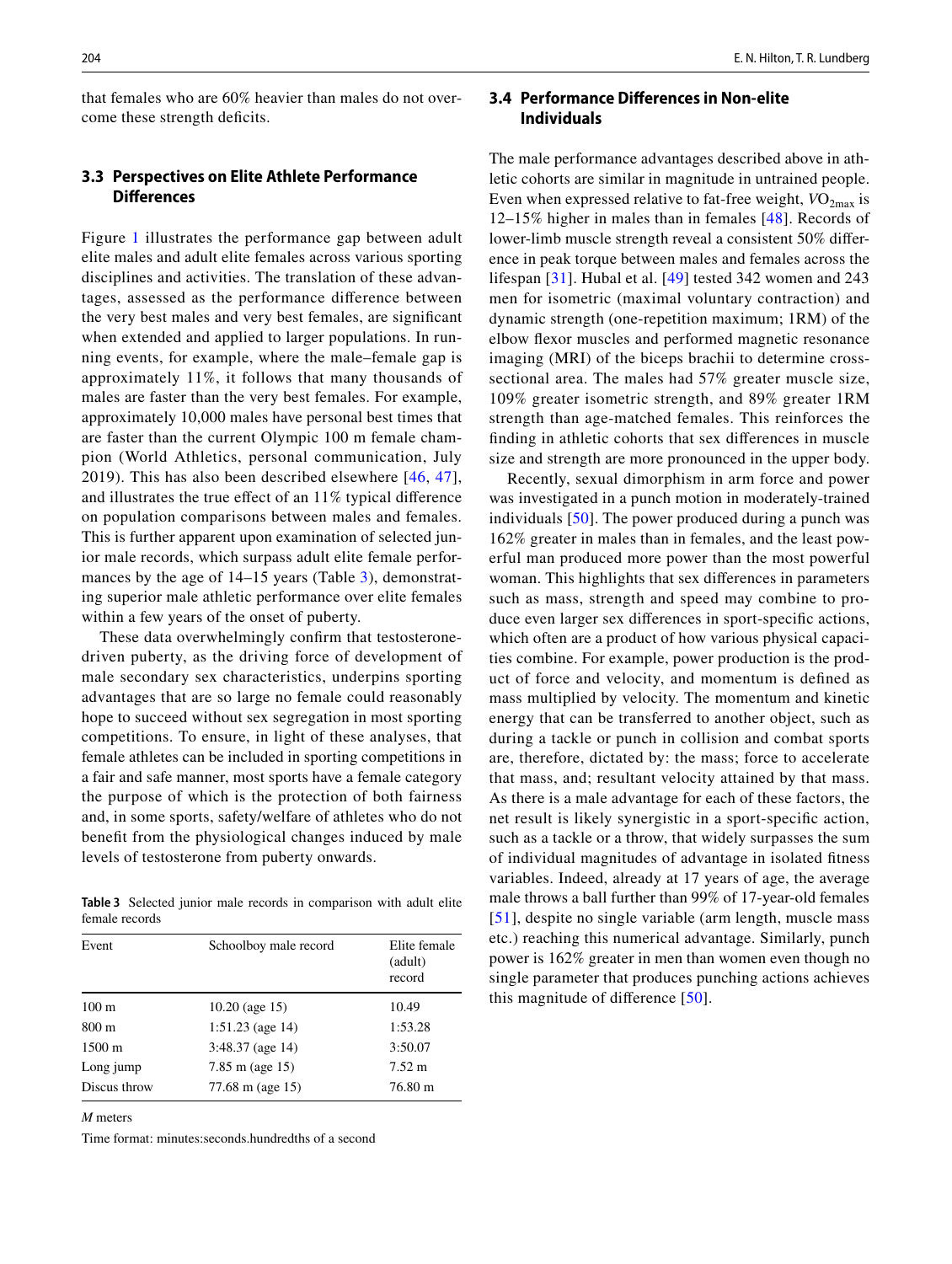that females who are 60% heavier than males do not overcome these strength deficits.

### 3.3 Perspectives on Elite Athlete Performance Differences

Figure 1 illustrates the performance gap between adult elite males and adult elite females across various sporting disciplines and activities. The translation of these advantages, assessed as the performance difference between the very best males and very best females, are significant when extended and applied to larger populations. In running events, for example, where the male–female gap is approximately 11%, it follows that many thousands of males are faster than the very best females. For example, approximately 10,000 males have personal best times that are faster than the current Olympic 100 m female champion (World Athletics, personal communication, July 2019). This has also been described elsewhere [46, 47], and illustrates the true effect of an 11% typical difference on population comparisons between males and females. This is further apparent upon examination of selected junior male records, which surpass adult elite female performances by the age of 14–15 years (Table 3), demonstrating superior male athletic performance over elite females within a few years of the onset of puberty.

These data overwhelmingly confirm that testosterone-driven puberty, as the driving force of development of male secondary sex characteristics, underpins sporting advantages that are so large no female could reasonably hope to succeed without sex segregation in most sporting competitions. To ensure, in light of these analyses, that female athletes can be included in sporting competitions in a fair and safe manner, most sports have a female category the purpose of which is the protection of both fairness and, in some sports, safety/welfare of athletes who do not benefit from the physiological changes induced by male levels of testosterone from puberty onwards.

**Table 3** Selected junior male records in comparison with adult elite female records

| Event | Schoolboy male record | Elite female (adult) record |
|---|---|---|
| 100 m | 10.20 (age 15) | 10.49 |
| 800 m | 1:51.23 (age 14) | 1:53.28 |
| 1500 m | 3:48.37 (age 14) | 3:50.07 |
| Long jump | 7.85 m (age 15) | 7.52 m |
| Discus throw | 77.68 m (age 15) | 76.80 m |

*M* meters

Time format: minutes:seconds.hundredths of a second

### 3.4 Performance Differences in Non-elite Individuals

The male performance advantages described above in athletic cohorts are similar in magnitude in untrained people. Even when expressed relative to fat-free weight, $VO_{2max}$ is 12–15% higher in males than in females [48]. Records of lower-limb muscle strength reveal a consistent 50% difference in peak torque between males and females across the lifespan [31]. Hubal et al. [49] tested 342 women and 243 men for isometric (maximal voluntary contraction) and dynamic strength (one-repetition maximum; 1RM) of the elbow flexor muscles and performed magnetic resonance imaging (MRI) of the biceps brachii to determine cross-sectional area. The males had 57% greater muscle size, 109% greater isometric strength, and 89% greater 1RM strength than age-matched females. This reinforces the finding in athletic cohorts that sex differences in muscle size and strength are more pronounced in the upper body.

Recently, sexual dimorphism in arm force and power was investigated in a punch motion in moderately-trained individuals [50]. The power produced during a punch was 162% greater in males than in females, and the least powerful man produced more power than the most powerful woman. This highlights that sex differences in parameters such as mass, strength and speed may combine to produce even larger sex differences in sport-specific actions, which often are a product of how various physical capacities combine. For example, power production is the product of force and velocity, and momentum is defined as mass multiplied by velocity. The momentum and kinetic energy that can be transferred to another object, such as during a tackle or punch in collision and combat sports are, therefore, dictated by: the mass; force to accelerate that mass, and; resultant velocity attained by that mass. As there is a male advantage for each of these factors, the net result is likely synergistic in a sport-specific action, such as a tackle or a throw, that widely surpasses the sum of individual magnitudes of advantage in isolated fitness variables. Indeed, already at 17 years of age, the average male throws a ball further than 99% of 17-year-old females [51], despite no single variable (arm length, muscle mass etc.) reaching this numerical advantage. Similarly, punch power is 162% greater in men than women even though no single parameter that produces punching actions achieves this magnitude of difference [50].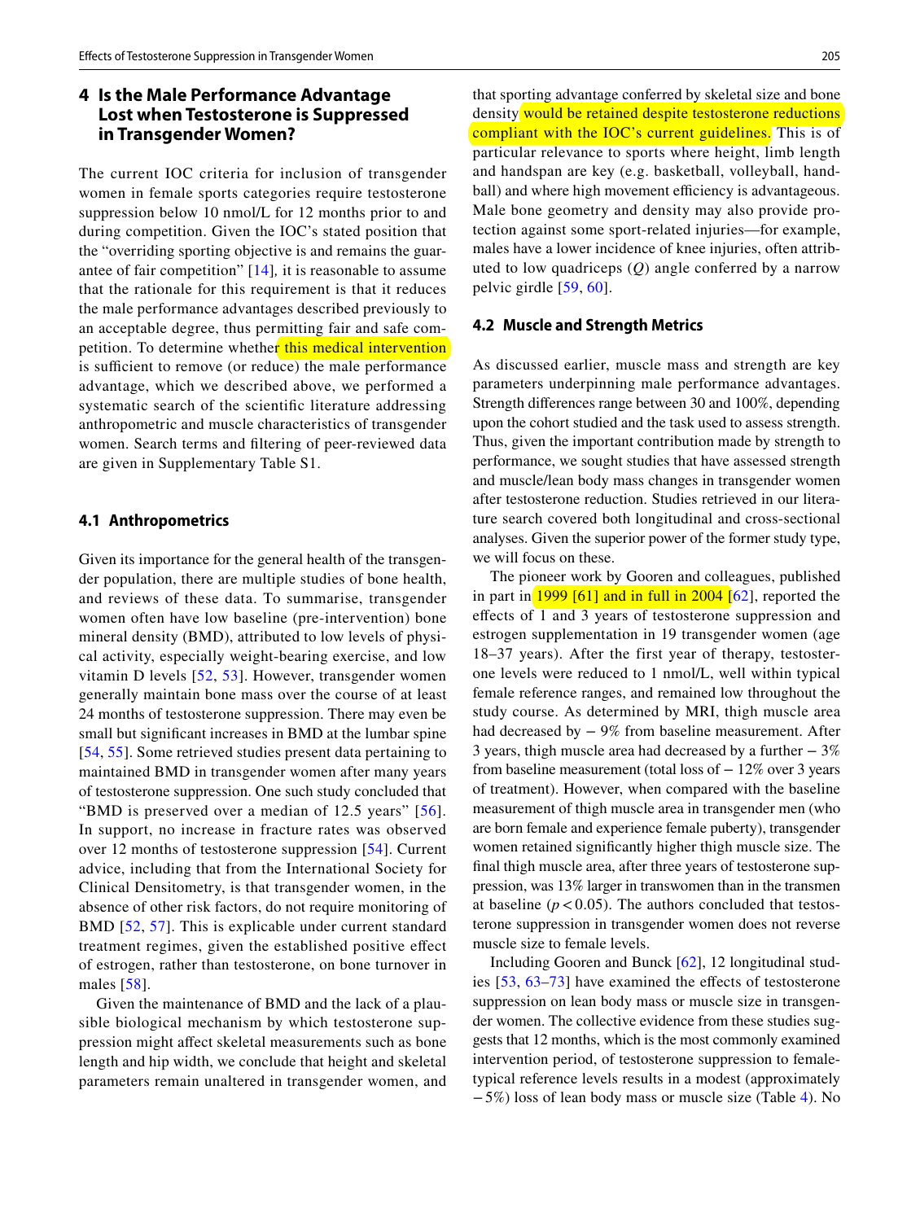## 4 Is the Male Performance Advantage Lost when Testosterone is Suppressed in Transgender Women?

The current IOC criteria for inclusion of transgender women in female sports categories require testosterone suppression below 10 nmol/L for 12 months prior to and during competition. Given the IOC's stated position that the "overriding sporting objective is and remains the guarantee of fair competition" [14], it is reasonable to assume that the rationale for this requirement is that it reduces the male performance advantages described previously to an acceptable degree, thus permitting fair and safe competition. To determine whether this medical intervention is sufficient to remove (or reduce) the male performance advantage, which we described above, we performed a systematic search of the scientific literature addressing anthropometric and muscle characteristics of transgender women. Search terms and filtering of peer-reviewed data are given in Supplementary Table S1.

### 4.1 Anthropometrics

Given its importance for the general health of the transgender population, there are multiple studies of bone health, and reviews of these data. To summarise, transgender women often have low baseline (pre-intervention) bone mineral density (BMD), attributed to low levels of physical activity, especially weight-bearing exercise, and low vitamin D levels [52, 53]. However, transgender women generally maintain bone mass over the course of at least 24 months of testosterone suppression. There may even be small but significant increases in BMD at the lumbar spine [54, 55]. Some retrieved studies present data pertaining to maintained BMD in transgender women after many years of testosterone suppression. One such study concluded that "BMD is preserved over a median of 12.5 years" [56]. In support, no increase in fracture rates was observed over 12 months of testosterone suppression [54]. Current advice, including that from the International Society for Clinical Densitometry, is that transgender women, in the absence of other risk factors, do not require monitoring of BMD [52, 57]. This is explicable under current standard treatment regimes, given the established positive effect of estrogen, rather than testosterone, on bone turnover in males [58].

Given the maintenance of BMD and the lack of a plausible biological mechanism by which testosterone suppression might affect skeletal measurements such as bone length and hip width, we conclude that height and skeletal parameters remain unaltered in transgender women, and that sporting advantage conferred by skeletal size and bone density would be retained despite testosterone reductions compliant with the IOC's current guidelines. This is of particular relevance to sports where height, limb length and handspan are key (e.g. basketball, volleyball, handball) and where high movement efficiency is advantageous. Male bone geometry and density may also provide protection against some sport-related injuries—for example, males have a lower incidence of knee injuries, often attributed to low quadriceps (*Q*) angle conferred by a narrow pelvic girdle [59, 60].

### 4.2 Muscle and Strength Metrics

As discussed earlier, muscle mass and strength are key parameters underpinning male performance advantages. Strength differences range between 30 and 100%, depending upon the cohort studied and the task used to assess strength. Thus, given the important contribution made by strength to performance, we sought studies that have assessed strength and muscle/lean body mass changes in transgender women after testosterone reduction. Studies retrieved in our literature search covered both longitudinal and cross-sectional analyses. Given the superior power of the former study type, we will focus on these.

The pioneer work by Gooren and colleagues, published in part in 1999 [61] and in full in 2004 [62], reported the effects of 1 and 3 years of testosterone suppression and estrogen supplementation in 19 transgender women (age 18–37 years). After the first year of therapy, testosterone levels were reduced to 1 nmol/L, well within typical female reference ranges, and remained low throughout the study course. As determined by MRI, thigh muscle area had decreased by − 9% from baseline measurement. After 3 years, thigh muscle area had decreased by a further − 3% from baseline measurement (total loss of − 12% over 3 years of treatment). However, when compared with the baseline measurement of thigh muscle area in transgender men (who are born female and experience female puberty), transgender women retained significantly higher thigh muscle size. The final thigh muscle area, after three years of testosterone suppression, was 13% larger in transwomen than in the transmen at baseline ($p < 0.05$). The authors concluded that testosterone suppression in transgender women does not reverse muscle size to female levels.

Including Gooren and Bunck [62], 12 longitudinal studies [53, 63–73] have examined the effects of testosterone suppression on lean body mass or muscle size in transgender women. The collective evidence from these studies suggests that 12 months, which is the most commonly examined intervention period, of testosterone suppression to female-typical reference levels results in a modest (approximately − 5%) loss of lean body mass or muscle size (Table 4). No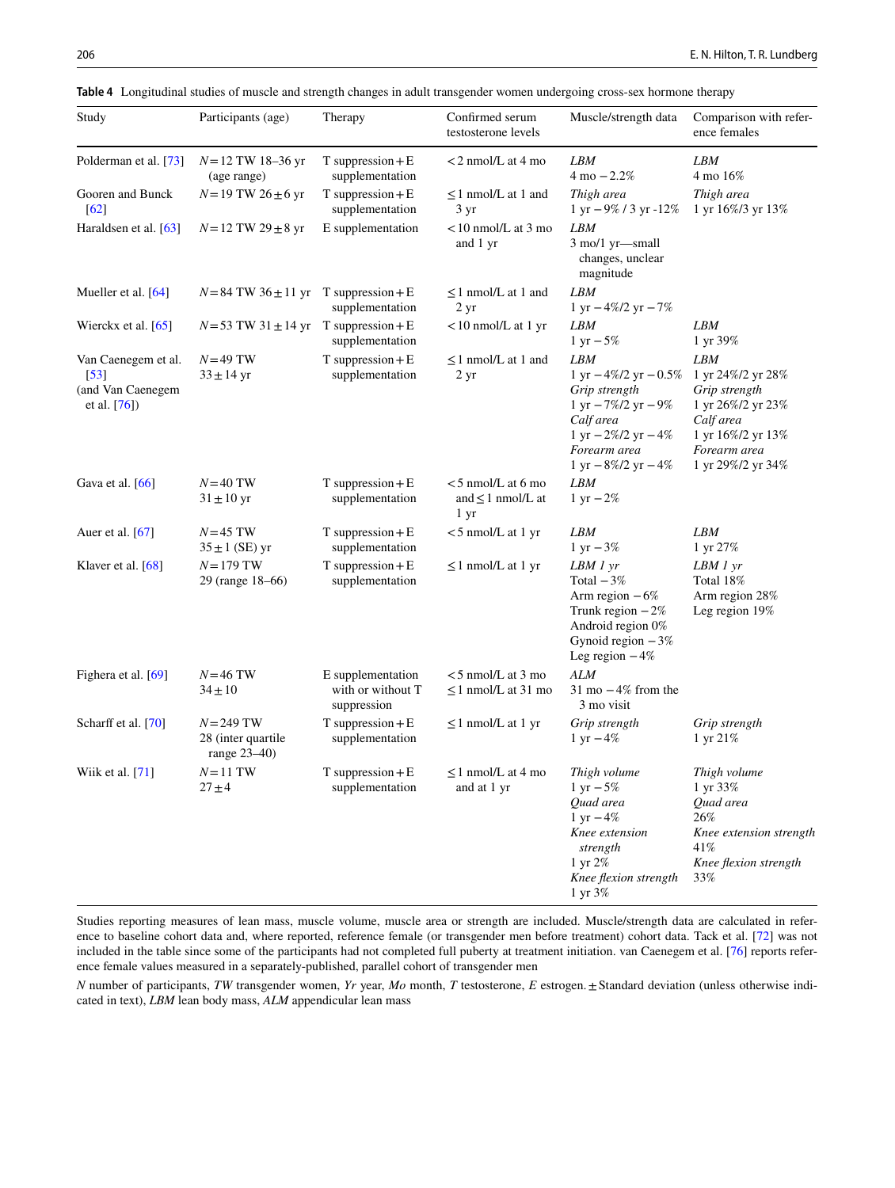**Table 4** Longitudinal studies of muscle and strength changes in adult transgender women undergoing cross-sex hormone therapy

| Study | Participants (age) | Therapy | Confirmed serum testosterone levels | Muscle/strength data | Comparison with reference females |
|---|---|---|---|---|---|
| Polderman et al. [73] | N = 12 TW 18–36 yr (age range) | T suppression + E supplementation | < 2 nmol/L at 4 mo | *LBM*<br>4 mo −2.2% | *LBM*<br>4 mo 16% |
| Gooren and Bunck [62] | N = 19 TW 26 ± 6 yr | T suppression + E supplementation | ≤ 1 nmol/L at 1 and 3 yr | *Thigh area*<br>1 yr −9% / 3 yr -12% | *Thigh area*<br>1 yr 16%/3 yr 13% |
| Haraldsen et al. [63] | N = 12 TW 29 ± 8 yr | E supplementation | < 10 nmol/L at 3 mo and 1 yr | *LBM*<br>3 mo/1 yr—small changes, unclear magnitude | |
| Mueller et al. [64] | N = 84 TW 36 ± 11 yr | T suppression + E supplementation | ≤ 1 nmol/L at 1 and 2 yr | *LBM*<br>1 yr −4%/2 yr −7% | |
| Wierckx et al. [65] | N = 53 TW 31 ± 14 yr | T suppression + E supplementation | < 10 nmol/L at 1 yr | *LBM*<br>1 yr −5% | *LBM*<br>1 yr 39% |
| Van Caenegem et al. [53] (and Van Caenegem et al. [76]) | N = 49 TW 33 ± 14 yr | T suppression + E supplementation | ≤ 1 nmol/L at 1 and 2 yr | *LBM*<br>1 yr −4%/2 yr −0.5%<br>*Grip strength*<br>1 yr −7%/2 yr −9%<br>*Calf area*<br>1 yr −2%/2 yr −4%<br>*Forearm area*<br>1 yr −8%/2 yr −4% | *LBM*<br>1 yr 24%/2 yr 28%<br>*Grip strength*<br>1 yr 26%/2 yr 23%<br>*Calf area*<br>1 yr 16%/2 yr 13%<br>*Forearm area*<br>1 yr 29%/2 yr 34% |
| Gava et al. [66] | N = 40 TW 31 ± 10 yr | T suppression + E supplementation | < 5 nmol/L at 6 mo and ≤ 1 nmol/L at 1 yr | *LBM*<br>1 yr −2% | |
| Auer et al. [67] | N = 45 TW 35 ± 1 (SE) yr | T suppression + E supplementation | < 5 nmol/L at 1 yr | *LBM*<br>1 yr −3% | *LBM*<br>1 yr 27% |
| Klaver et al. [68] | N = 179 TW 29 (range 18–66) | T suppression + E supplementation | ≤ 1 nmol/L at 1 yr | *LBM 1 yr*<br>Total −3%<br>Arm region −6%<br>Trunk region −2%<br>Android region 0%<br>Gynoid region −3%<br>Leg region −4% | *LBM 1 yr*<br>Total 18%<br>Arm region 28%<br>Leg region 19% |
| Fighera et al. [69] | N = 46 TW 34 ± 10 | E supplementation with or without T suppression | < 5 nmol/L at 3 mo ≤ 1 nmol/L at 31 mo | *ALM*<br>31 mo −4% from the 3 mo visit | |
| Scharff et al. [70] | N = 249 TW 28 (inter quartile range 23–40) | T suppression + E supplementation | ≤ 1 nmol/L at 1 yr | *Grip strength*<br>1 yr −4% | *Grip strength*<br>1 yr 21% |
| Wiik et al. [71] | N = 11 TW 27 ± 4 | T suppression + E supplementation | ≤ 1 nmol/L at 4 mo and at 1 yr | *Thigh volume*<br>1 yr −5%<br>*Quad area*<br>1 yr −4%<br>*Knee extension strength*<br>1 yr 2%<br>*Knee flexion strength*<br>1 yr 3% | *Thigh volume*<br>1 yr 33%<br>*Quad area*<br>26%<br>*Knee extension strength*<br>41%<br>*Knee flexion strength*<br>33% |

Studies reporting measures of lean mass, muscle volume, muscle area or strength are included. Muscle/strength data are calculated in reference to baseline cohort data and, where reported, reference female (or transgender men before treatment) cohort data. Tack et al. [72] was not included in the table since some of the participants had not completed full puberty at treatment initiation. van Caenegem et al. [76] reports reference female values measured in a separately-published, parallel cohort of transgender men

*N* number of participants, *TW* transgender women, *Yr* year, *Mo* month, *T* testosterone, *E* estrogen. ± Standard deviation (unless otherwise indicated in text), *LBM* lean body mass, *ALM* appendicular lean mass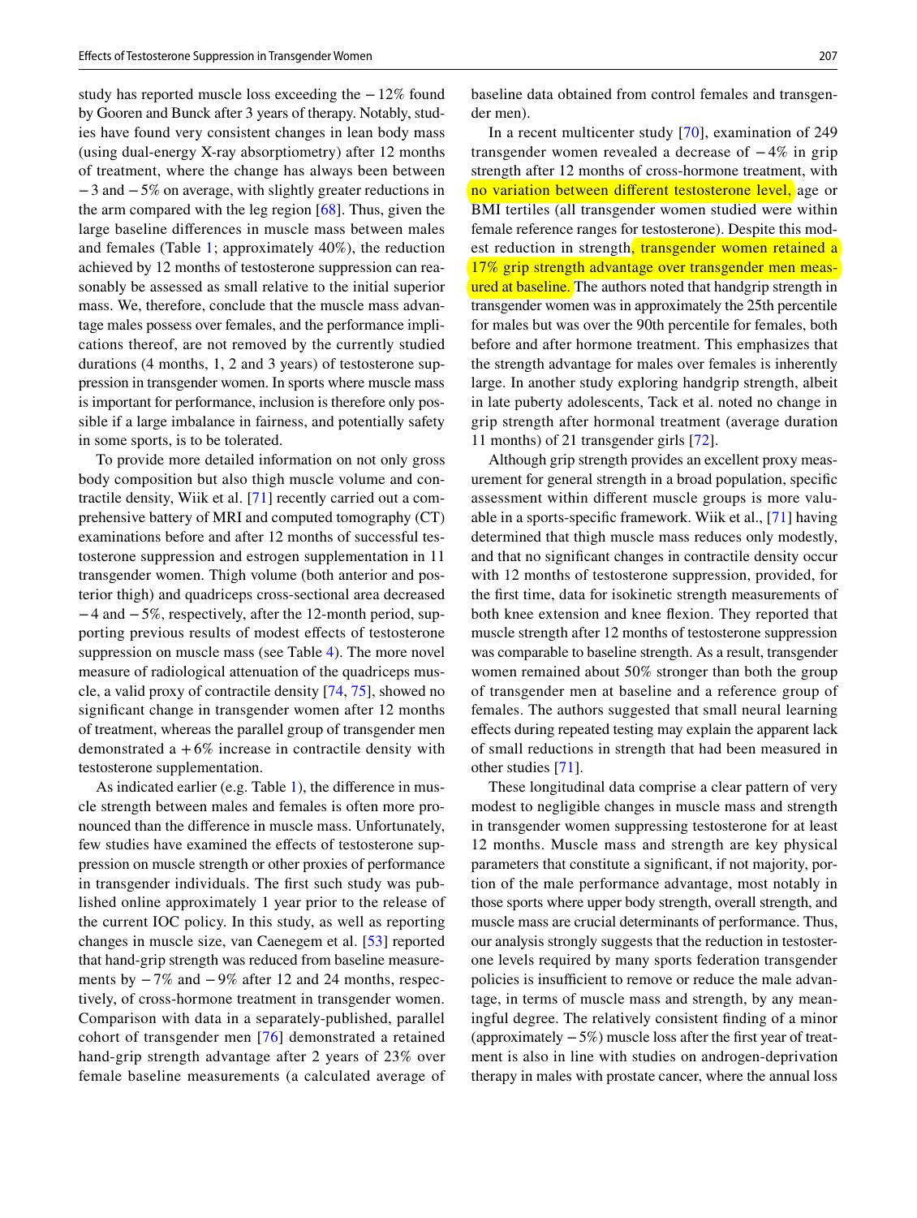study has reported muscle loss exceeding the −12% found by Gooren and Bunck after 3 years of therapy. Notably, studies have found very consistent changes in lean body mass (using dual-energy X-ray absorptiometry) after 12 months of treatment, where the change has always been between −3 and −5% on average, with slightly greater reductions in the arm compared with the leg region [68]. Thus, given the large baseline differences in muscle mass between males and females (Table 1; approximately 40%), the reduction achieved by 12 months of testosterone suppression can reasonably be assessed as small relative to the initial superior mass. We, therefore, conclude that the muscle mass advantage males possess over females, and the performance implications thereof, are not removed by the currently studied durations (4 months, 1, 2 and 3 years) of testosterone suppression in transgender women. In sports where muscle mass is important for performance, inclusion is therefore only possible if a large imbalance in fairness, and potentially safety in some sports, is to be tolerated.

To provide more detailed information on not only gross body composition but also thigh muscle volume and contractile density, Wiik et al. [71] recently carried out a comprehensive battery of MRI and computed tomography (CT) examinations before and after 12 months of successful testosterone suppression and estrogen supplementation in 11 transgender women. Thigh volume (both anterior and posterior thigh) and quadriceps cross-sectional area decreased −4 and −5%, respectively, after the 12-month period, supporting previous results of modest effects of testosterone suppression on muscle mass (see Table 4). The more novel measure of radiological attenuation of the quadriceps muscle, a valid proxy of contractile density [74, 75], showed no significant change in transgender women after 12 months of treatment, whereas the parallel group of transgender men demonstrated a +6% increase in contractile density with testosterone supplementation.

As indicated earlier (e.g. Table 1), the difference in muscle strength between males and females is often more pronounced than the difference in muscle mass. Unfortunately, few studies have examined the effects of testosterone suppression on muscle strength or other proxies of performance in transgender individuals. The first such study was published online approximately 1 year prior to the release of the current IOC policy. In this study, as well as reporting changes in muscle size, van Caenegem et al. [53] reported that hand-grip strength was reduced from baseline measurements by −7% and −9% after 12 and 24 months, respectively, of cross-hormone treatment in transgender women. Comparison with data in a separately-published, parallel cohort of transgender men [76] demonstrated a retained hand-grip strength advantage after 2 years of 23% over female baseline measurements (a calculated average of baseline data obtained from control females and transgender men).

In a recent multicenter study [70], examination of 249 transgender women revealed a decrease of −4% in grip strength after 12 months of cross-hormone treatment, with no variation between different testosterone level, age or BMI tertiles (all transgender women studied were within female reference ranges for testosterone). Despite this modest reduction in strength, transgender women retained a 17% grip strength advantage over transgender men measured at baseline. The authors noted that handgrip strength in transgender women was in approximately the 25th percentile for males but was over the 90th percentile for females, both before and after hormone treatment. This emphasizes that the strength advantage for males over females is inherently large. In another study exploring handgrip strength, albeit in late puberty adolescents, Tack et al. noted no change in grip strength after hormonal treatment (average duration 11 months) of 21 transgender girls [72].

Although grip strength provides an excellent proxy measurement for general strength in a broad population, specific assessment within different muscle groups is more valuable in a sports-specific framework. Wiik et al., [71] having determined that thigh muscle mass reduces only modestly, and that no significant changes in contractile density occur with 12 months of testosterone suppression, provided, for the first time, data for isokinetic strength measurements of both knee extension and knee flexion. They reported that muscle strength after 12 months of testosterone suppression was comparable to baseline strength. As a result, transgender women remained about 50% stronger than both the group of transgender men at baseline and a reference group of females. The authors suggested that small neural learning effects during repeated testing may explain the apparent lack of small reductions in strength that had been measured in other studies [71].

These longitudinal data comprise a clear pattern of very modest to negligible changes in muscle mass and strength in transgender women suppressing testosterone for at least 12 months. Muscle mass and strength are key physical parameters that constitute a significant, if not majority, portion of the male performance advantage, most notably in those sports where upper body strength, overall strength, and muscle mass are crucial determinants of performance. Thus, our analysis strongly suggests that the reduction in testosterone levels required by many sports federation transgender policies is insufficient to remove or reduce the male advantage, in terms of muscle mass and strength, by any meaningful degree. The relatively consistent finding of a minor (approximately −5%) muscle loss after the first year of treatment is also in line with studies on androgen-deprivation therapy in males with prostate cancer, where the annual loss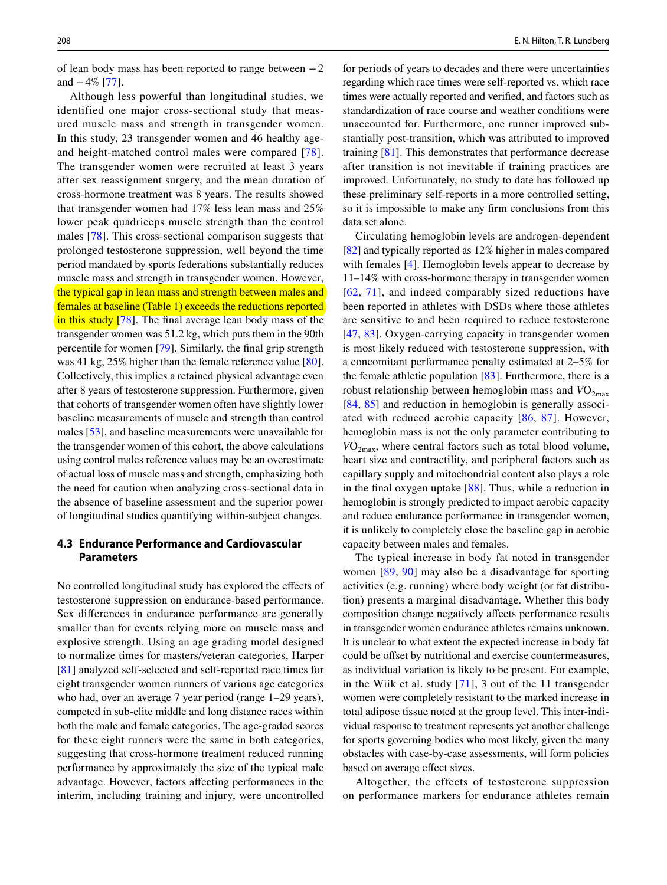of lean body mass has been reported to range between −2 and −4% [77].

Although less powerful than longitudinal studies, we identified one major cross-sectional study that measured muscle mass and strength in transgender women. In this study, 23 transgender women and 46 healthy age- and height-matched control males were compared [78]. The transgender women were recruited at least 3 years after sex reassignment surgery, and the mean duration of cross-hormone treatment was 8 years. The results showed that transgender women had 17% less lean mass and 25% lower peak quadriceps muscle strength than the control males [78]. This cross-sectional comparison suggests that prolonged testosterone suppression, well beyond the time period mandated by sports federations substantially reduces muscle mass and strength in transgender women. However, the typical gap in lean mass and strength between males and females at baseline (Table 1) exceeds the reductions reported in this study [78]. The final average lean body mass of the transgender women was 51.2 kg, which puts them in the 90th percentile for women [79]. Similarly, the final grip strength was 41 kg, 25% higher than the female reference value [80]. Collectively, this implies a retained physical advantage even after 8 years of testosterone suppression. Furthermore, given that cohorts of transgender women often have slightly lower baseline measurements of muscle and strength than control males [53], and baseline measurements were unavailable for the transgender women of this cohort, the above calculations using control males reference values may be an overestimate of actual loss of muscle mass and strength, emphasizing both the need for caution when analyzing cross-sectional data in the absence of baseline assessment and the superior power of longitudinal studies quantifying within-subject changes.

### 4.3 Endurance Performance and Cardiovascular Parameters

No controlled longitudinal study has explored the effects of testosterone suppression on endurance-based performance. Sex differences in endurance performance are generally smaller than for events relying more on muscle mass and explosive strength. Using an age grading model designed to normalize times for masters/veteran categories, Harper [81] analyzed self-selected and self-reported race times for eight transgender women runners of various age categories who had, over an average 7 year period (range 1–29 years), competed in sub-elite middle and long distance races within both the male and female categories. The age-graded scores for these eight runners were the same in both categories, suggesting that cross-hormone treatment reduced running performance by approximately the size of the typical male advantage. However, factors affecting performances in the interim, including training and injury, were uncontrolled for periods of years to decades and there were uncertainties regarding which race times were self-reported vs. which race times were actually reported and verified, and factors such as standardization of race course and weather conditions were unaccounted for. Furthermore, one runner improved substantially post-transition, which was attributed to improved training [81]. This demonstrates that performance decrease after transition is not inevitable if training practices are improved. Unfortunately, no study to date has followed up these preliminary self-reports in a more controlled setting, so it is impossible to make any firm conclusions from this data set alone.

Circulating hemoglobin levels are androgen-dependent [82] and typically reported as 12% higher in males compared with females [4]. Hemoglobin levels appear to decrease by 11–14% with cross-hormone therapy in transgender women [62, 71], and indeed comparably sized reductions have been reported in athletes with DSDs where those athletes are sensitive to and been required to reduce testosterone [47, 83]. Oxygen-carrying capacity in transgender women is most likely reduced with testosterone suppression, with a concomitant performance penalty estimated at 2–5% for the female athletic population [83]. Furthermore, there is a robust relationship between hemoglobin mass and $VO_{2max}$ [84, 85] and reduction in hemoglobin is generally associated with reduced aerobic capacity [86, 87]. However, hemoglobin mass is not the only parameter contributing to $VO_{2max}$, where central factors such as total blood volume, heart size and contractility, and peripheral factors such as capillary supply and mitochondrial content also plays a role in the final oxygen uptake [88]. Thus, while a reduction in hemoglobin is strongly predicted to impact aerobic capacity and reduce endurance performance in transgender women, it is unlikely to completely close the baseline gap in aerobic capacity between males and females.

The typical increase in body fat noted in transgender women [89, 90] may also be a disadvantage for sporting activities (e.g. running) where body weight (or fat distribution) presents a marginal disadvantage. Whether this body composition change negatively affects performance results in transgender women endurance athletes remains unknown. It is unclear to what extent the expected increase in body fat could be offset by nutritional and exercise countermeasures, as individual variation is likely to be present. For example, in the Wiik et al. study [71], 3 out of the 11 transgender women were completely resistant to the marked increase in total adipose tissue noted at the group level. This inter-individual response to treatment represents yet another challenge for sports governing bodies who most likely, given the many obstacles with case-by-case assessments, will form policies based on average effect sizes.

Altogether, the effects of testosterone suppression on performance markers for endurance athletes remain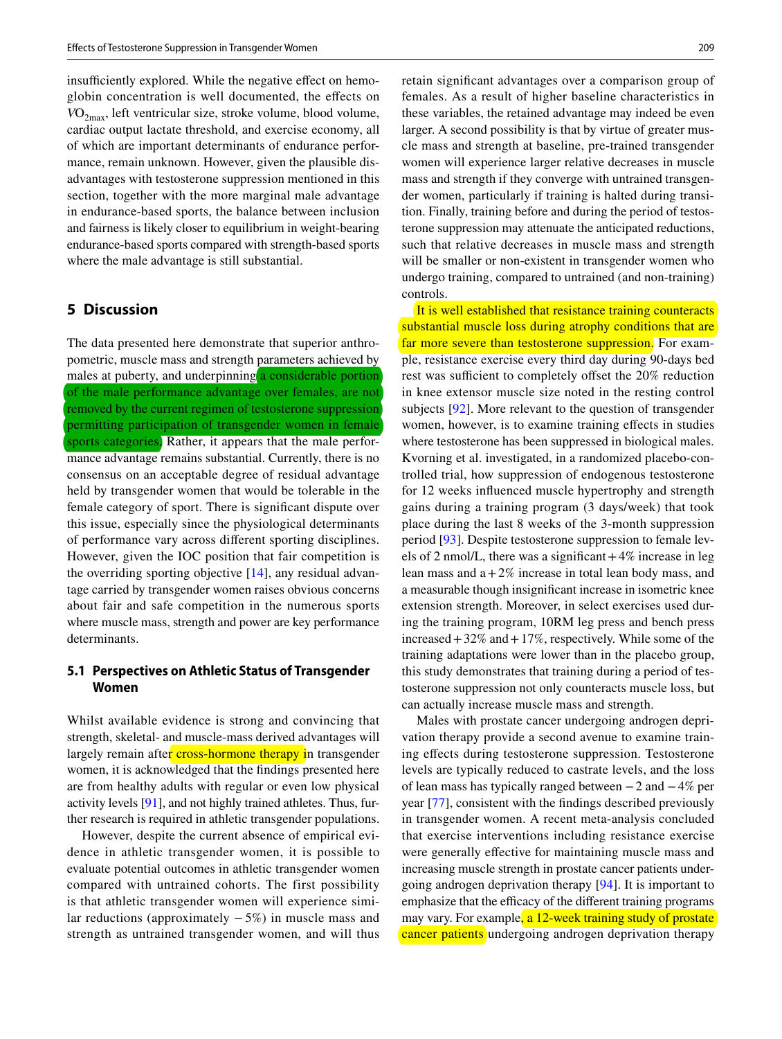insufficiently explored. While the negative effect on hemoglobin concentration is well documented, the effects on $VO_{2max}$, left ventricular size, stroke volume, blood volume, cardiac output lactate threshold, and exercise economy, all of which are important determinants of endurance performance, remain unknown. However, given the plausible disadvantages with testosterone suppression mentioned in this section, together with the more marginal male advantage in endurance-based sports, the balance between inclusion and fairness is likely closer to equilibrium in weight-bearing endurance-based sports compared with strength-based sports where the male advantage is still substantial.

## 5 Discussion

The data presented here demonstrate that superior anthropometric, muscle mass and strength parameters achieved by males at puberty, and underpinning a considerable portion of the male performance advantage over females, are not removed by the current regimen of testosterone suppression permitting participation of transgender women in female sports categories. Rather, it appears that the male performance advantage remains substantial. Currently, there is no consensus on an acceptable degree of residual advantage held by transgender women that would be tolerable in the female category of sport. There is significant dispute over this issue, especially since the physiological determinants of performance vary across different sporting disciplines. However, given the IOC position that fair competition is the overriding sporting objective [14], any residual advantage carried by transgender women raises obvious concerns about fair and safe competition in the numerous sports where muscle mass, strength and power are key performance determinants.

### 5.1 Perspectives on Athletic Status of Transgender Women

Whilst available evidence is strong and convincing that strength, skeletal- and muscle-mass derived advantages will largely remain after cross-hormone therapy in transgender women, it is acknowledged that the findings presented here are from healthy adults with regular or even low physical activity levels [91], and not highly trained athletes. Thus, further research is required in athletic transgender populations.

However, despite the current absence of empirical evidence in athletic transgender women, it is possible to evaluate potential outcomes in athletic transgender women compared with untrained cohorts. The first possibility is that athletic transgender women will experience similar reductions (approximately −5%) in muscle mass and strength as untrained transgender women, and will thus retain significant advantages over a comparison group of females. As a result of higher baseline characteristics in these variables, the retained advantage may indeed be even larger. A second possibility is that by virtue of greater muscle mass and strength at baseline, pre-trained transgender women will experience larger relative decreases in muscle mass and strength if they converge with untrained transgender women, particularly if training is halted during transition. Finally, training before and during the period of testosterone suppression may attenuate the anticipated reductions, such that relative decreases in muscle mass and strength will be smaller or non-existent in transgender women who undergo training, compared to untrained (and non-training) controls.

It is well established that resistance training counteracts substantial muscle loss during atrophy conditions that are far more severe than testosterone suppression. For example, resistance exercise every third day during 90-days bed rest was sufficient to completely offset the 20% reduction in knee extensor muscle size noted in the resting control subjects [92]. More relevant to the question of transgender women, however, is to examine training effects in studies where testosterone has been suppressed in biological males. Kvorning et al. investigated, in a randomized placebo-controlled trial, how suppression of endogenous testosterone for 12 weeks influenced muscle hypertrophy and strength gains during a training program (3 days/week) that took place during the last 8 weeks of the 3-month suppression period [93]. Despite testosterone suppression to female levels of 2 nmol/L, there was a significant +4% increase in leg lean mass and a +2% increase in total lean body mass, and a measurable though insignificant increase in isometric knee extension strength. Moreover, in select exercises used during the training program, 10RM leg press and bench press increased +32% and +17%, respectively. While some of the training adaptations were lower than in the placebo group, this study demonstrates that training during a period of testosterone suppression not only counteracts muscle loss, but can actually increase muscle mass and strength.

Males with prostate cancer undergoing androgen deprivation therapy provide a second avenue to examine training effects during testosterone suppression. Testosterone levels are typically reduced to castrate levels, and the loss of lean mass has typically ranged between −2 and −4% per year [77], consistent with the findings described previously in transgender women. A recent meta-analysis concluded that exercise interventions including resistance exercise were generally effective for maintaining muscle mass and increasing muscle strength in prostate cancer patients undergoing androgen deprivation therapy [94]. It is important to emphasize that the efficacy of the different training programs may vary. For example, a 12-week training study of prostate cancer patients undergoing androgen deprivation therapy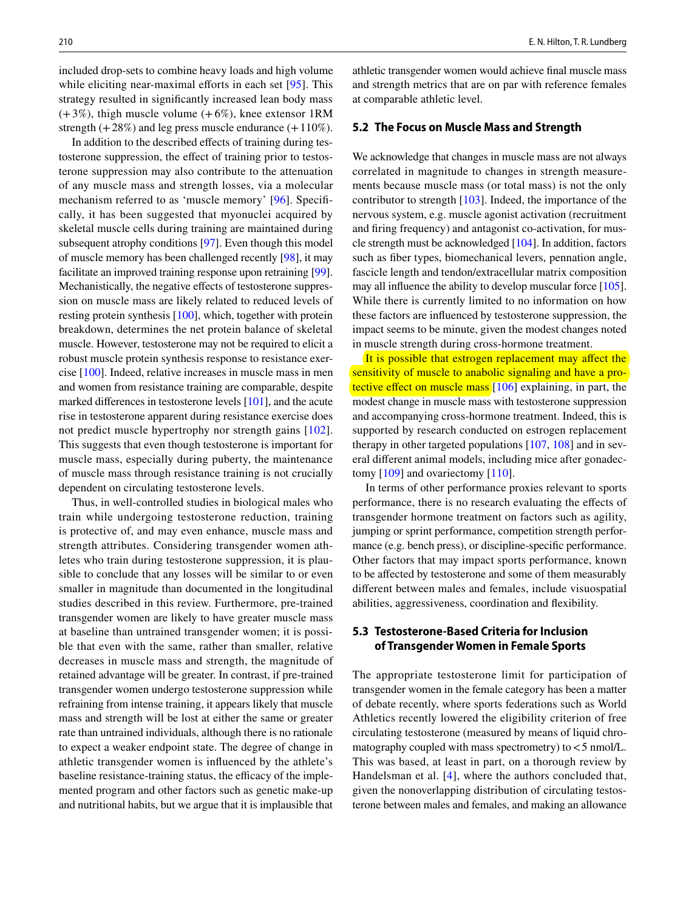included drop-sets to combine heavy loads and high volume while eliciting near-maximal efforts in each set [95]. This strategy resulted in significantly increased lean body mass (+ 3%), thigh muscle volume (+ 6%), knee extensor 1RM strength (+ 28%) and leg press muscle endurance (+ 110%).

In addition to the described effects of training during testosterone suppression, the effect of training prior to testosterone suppression may also contribute to the attenuation of any muscle mass and strength losses, via a molecular mechanism referred to as 'muscle memory' [96]. Specifically, it has been suggested that myonuclei acquired by skeletal muscle cells during training are maintained during subsequent atrophy conditions [97]. Even though this model of muscle memory has been challenged recently [98], it may facilitate an improved training response upon retraining [99]. Mechanistically, the negative effects of testosterone suppression on muscle mass are likely related to reduced levels of resting protein synthesis [100], which, together with protein breakdown, determines the net protein balance of skeletal muscle. However, testosterone may not be required to elicit a robust muscle protein synthesis response to resistance exercise [100]. Indeed, relative increases in muscle mass in men and women from resistance training are comparable, despite marked differences in testosterone levels [101], and the acute rise in testosterone apparent during resistance exercise does not predict muscle hypertrophy nor strength gains [102]. This suggests that even though testosterone is important for muscle mass, especially during puberty, the maintenance of muscle mass through resistance training is not crucially dependent on circulating testosterone levels.

Thus, in well-controlled studies in biological males who train while undergoing testosterone reduction, training is protective of, and may even enhance, muscle mass and strength attributes. Considering transgender women athletes who train during testosterone suppression, it is plausible to conclude that any losses will be similar to or even smaller in magnitude than documented in the longitudinal studies described in this review. Furthermore, pre-trained transgender women are likely to have greater muscle mass at baseline than untrained transgender women; it is possible that even with the same, rather than smaller, relative decreases in muscle mass and strength, the magnitude of retained advantage will be greater. In contrast, if pre-trained transgender women undergo testosterone suppression while refraining from intense training, it appears likely that muscle mass and strength will be lost at either the same or greater rate than untrained individuals, although there is no rationale to expect a weaker endpoint state. The degree of change in athletic transgender women is influenced by the athlete's baseline resistance-training status, the efficacy of the implemented program and other factors such as genetic make-up and nutritional habits, but we argue that it is implausible that athletic transgender women would achieve final muscle mass and strength metrics that are on par with reference females at comparable athletic level.

### 5.2 The Focus on Muscle Mass and Strength

We acknowledge that changes in muscle mass are not always correlated in magnitude to changes in strength measurements because muscle mass (or total mass) is not the only contributor to strength [103]. Indeed, the importance of the nervous system, e.g. muscle agonist activation (recruitment and firing frequency) and antagonist co-activation, for muscle strength must be acknowledged [104]. In addition, factors such as fiber types, biomechanical levers, pennation angle, fascicle length and tendon/extracellular matrix composition may all influence the ability to develop muscular force [105]. While there is currently limited to no information on how these factors are influenced by testosterone suppression, the impact seems to be minute, given the modest changes noted in muscle strength during cross-hormone treatment.

It is possible that estrogen replacement may affect the sensitivity of muscle to anabolic signaling and have a protective effect on muscle mass [106] explaining, in part, the modest change in muscle mass with testosterone suppression and accompanying cross-hormone treatment. Indeed, this is supported by research conducted on estrogen replacement therapy in other targeted populations [107, 108] and in several different animal models, including mice after gonadectomy [109] and ovariectomy [110].

In terms of other performance proxies relevant to sports performance, there is no research evaluating the effects of transgender hormone treatment on factors such as agility, jumping or sprint performance, competition strength performance (e.g. bench press), or discipline-specific performance. Other factors that may impact sports performance, known to be affected by testosterone and some of them measurably different between males and females, include visuospatial abilities, aggressiveness, coordination and flexibility.

### 5.3 Testosterone-Based Criteria for Inclusion of Transgender Women in Female Sports

The appropriate testosterone limit for participation of transgender women in the female category has been a matter of debate recently, where sports federations such as World Athletics recently lowered the eligibility criterion of free circulating testosterone (measured by means of liquid chromatography coupled with mass spectrometry) to < 5 nmol/L. This was based, at least in part, on a thorough review by Handelsman et al. [4], where the authors concluded that, given the nonoverlapping distribution of circulating testosterone between males and females, and making an allowance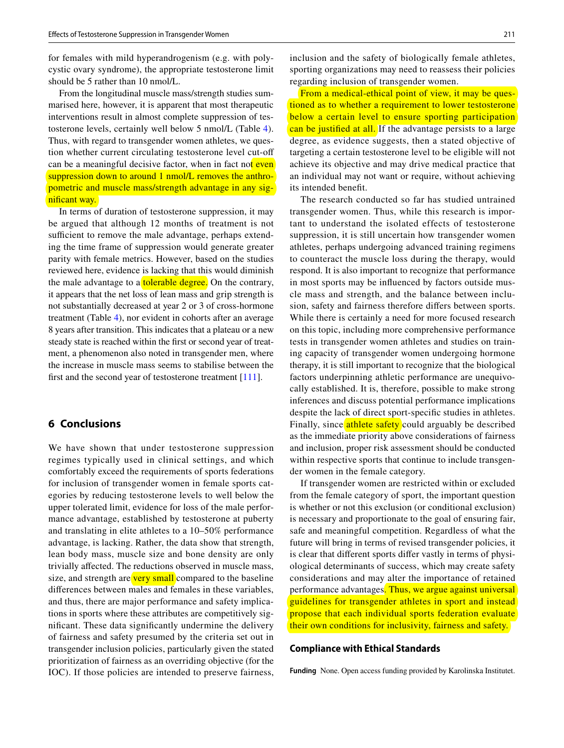for females with mild hyperandrogenism (e.g. with polycystic ovary syndrome), the appropriate testosterone limit should be 5 rather than 10 nmol/L.

From the longitudinal muscle mass/strength studies summarised here, however, it is apparent that most therapeutic interventions result in almost complete suppression of testosterone levels, certainly well below 5 nmol/L (Table 4). Thus, with regard to transgender women athletes, we question whether current circulating testosterone level cut-off can be a meaningful decisive factor, when in fact not even suppression down to around 1 nmol/L removes the anthropometric and muscle mass/strength advantage in any significant way.

In terms of duration of testosterone suppression, it may be argued that although 12 months of treatment is not sufficient to remove the male advantage, perhaps extending the time frame of suppression would generate greater parity with female metrics. However, based on the studies reviewed here, evidence is lacking that this would diminish the male advantage to a tolerable degree. On the contrary, it appears that the net loss of lean mass and grip strength is not substantially decreased at year 2 or 3 of cross-hormone treatment (Table 4), nor evident in cohorts after an average 8 years after transition. This indicates that a plateau or a new steady state is reached within the first or second year of treatment, a phenomenon also noted in transgender men, where the increase in muscle mass seems to stabilise between the first and the second year of testosterone treatment [111].

## 6 Conclusions

We have shown that under testosterone suppression regimes typically used in clinical settings, and which comfortably exceed the requirements of sports federations for inclusion of transgender women in female sports categories by reducing testosterone levels to well below the upper tolerated limit, evidence for loss of the male performance advantage, established by testosterone at puberty and translating in elite athletes to a 10–50% performance advantage, is lacking. Rather, the data show that strength, lean body mass, muscle size and bone density are only trivially affected. The reductions observed in muscle mass, size, and strength are very small compared to the baseline differences between males and females in these variables, and thus, there are major performance and safety implications in sports where these attributes are competitively significant. These data significantly undermine the delivery of fairness and safety presumed by the criteria set out in transgender inclusion policies, particularly given the stated prioritization of fairness as an overriding objective (for the IOC). If those policies are intended to preserve fairness, inclusion and the safety of biologically female athletes, sporting organizations may need to reassess their policies regarding inclusion of transgender women.

From a medical-ethical point of view, it may be questioned as to whether a requirement to lower testosterone below a certain level to ensure sporting participation can be justified at all. If the advantage persists to a large degree, as evidence suggests, then a stated objective of targeting a certain testosterone level to be eligible will not achieve its objective and may drive medical practice that an individual may not want or require, without achieving its intended benefit.

The research conducted so far has studied untrained transgender women. Thus, while this research is important to understand the isolated effects of testosterone suppression, it is still uncertain how transgender women athletes, perhaps undergoing advanced training regimens to counteract the muscle loss during the therapy, would respond. It is also important to recognize that performance in most sports may be influenced by factors outside muscle mass and strength, and the balance between inclusion, safety and fairness therefore differs between sports. While there is certainly a need for more focused research on this topic, including more comprehensive performance tests in transgender women athletes and studies on training capacity of transgender women undergoing hormone therapy, it is still important to recognize that the biological factors underpinning athletic performance are unequivocally established. It is, therefore, possible to make strong inferences and discuss potential performance implications despite the lack of direct sport-specific studies in athletes. Finally, since athlete safety could arguably be described as the immediate priority above considerations of fairness and inclusion, proper risk assessment should be conducted within respective sports that continue to include transgender women in the female category.

If transgender women are restricted within or excluded from the female category of sport, the important question is whether or not this exclusion (or conditional exclusion) is necessary and proportionate to the goal of ensuring fair, safe and meaningful competition. Regardless of what the future will bring in terms of revised transgender policies, it is clear that different sports differ vastly in terms of physiological determinants of success, which may create safety considerations and may alter the importance of retained performance advantages. Thus, we argue against universal guidelines for transgender athletes in sport and instead propose that each individual sports federation evaluate their own conditions for inclusivity, fairness and safety.

### Compliance with Ethical Standards

**Funding** None. Open access funding provided by Karolinska Institutet.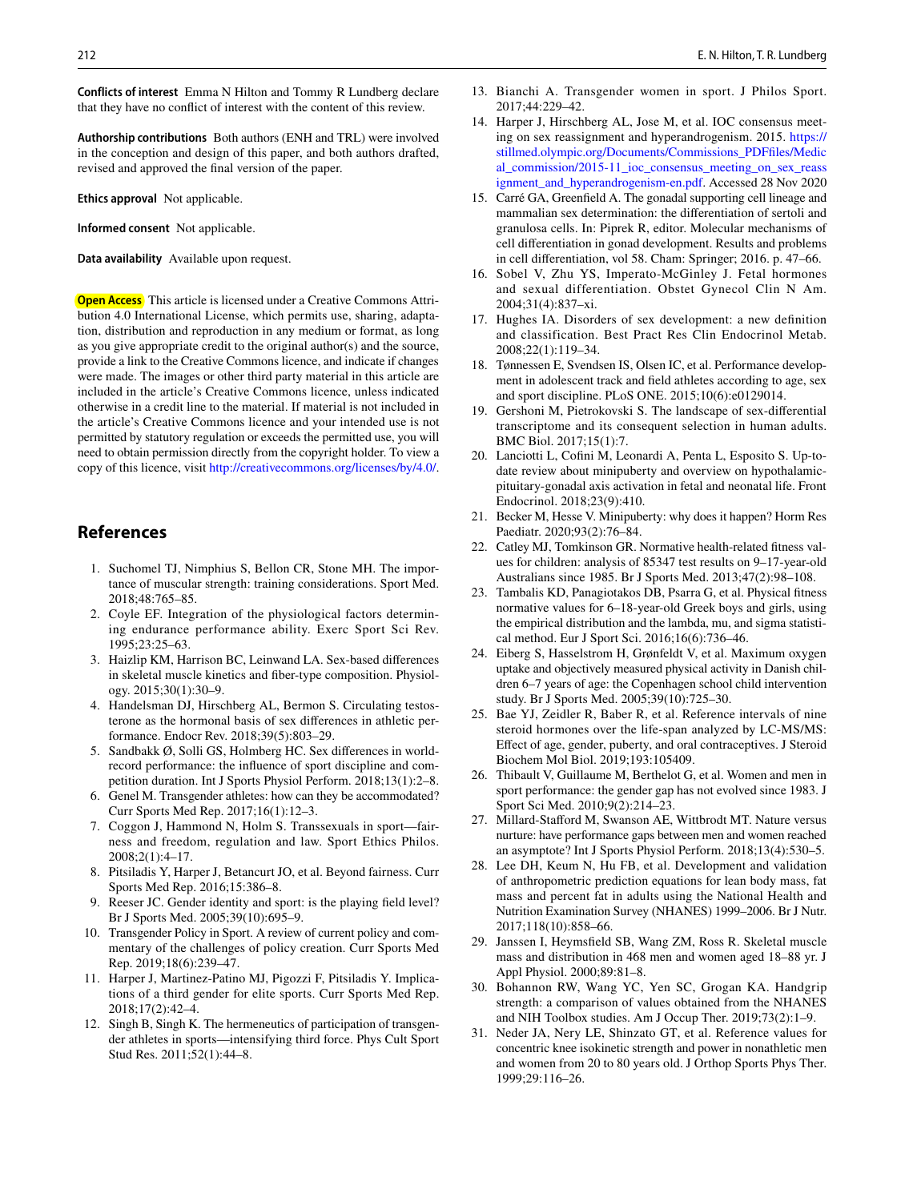**Conflicts of interest** Emma N Hilton and Tommy R Lundberg declare that they have no conflict of interest with the content of this review.

**Authorship contributions** Both authors (ENH and TRL) were involved in the conception and design of this paper, and both authors drafted, revised and approved the final version of the paper.

**Ethics approval** Not applicable.

**Informed consent** Not applicable.

**Data availability** Available upon request.

**Open Access** This article is licensed under a Creative Commons Attribution 4.0 International License, which permits use, sharing, adaptation, distribution and reproduction in any medium or format, as long as you give appropriate credit to the original author(s) and the source, provide a link to the Creative Commons licence, and indicate if changes were made. The images or other third party material in this article are included in the article's Creative Commons licence, unless indicated otherwise in a credit line to the material. If material is not included in the article's Creative Commons licence and your intended use is not permitted by statutory regulation or exceeds the permitted use, you will need to obtain permission directly from the copyright holder. To view a copy of this licence, visit http://creativecommons.org/licenses/by/4.0/.

## References

1. Suchomel TJ, Nimphius S, Bellon CR, Stone MH. The importance of muscular strength: training considerations. Sport Med. 2018;48:765–85.
2. Coyle EF. Integration of the physiological factors determining endurance performance ability. Exerc Sport Sci Rev. 1995;23:25–63.
3. Haizlip KM, Harrison BC, Leinwand LA. Sex-based differences in skeletal muscle kinetics and fiber-type composition. Physiology. 2015;30(1):30–9.
4. Handelsman DJ, Hirschberg AL, Bermon S. Circulating testosterone as the hormonal basis of sex differences in athletic performance. Endocr Rev. 2018;39(5):803–29.
5. Sandbakk Ø, Solli GS, Holmberg HC. Sex differences in world-record performance: the influence of sport discipline and competition duration. Int J Sports Physiol Perform. 2018;13(1):2–8.
6. Genel M. Transgender athletes: how can they be accommodated? Curr Sports Med Rep. 2017;16(1):12–3.
7. Coggon J, Hammond N, Holm S. Transsexuals in sport—fairness and freedom, regulation and law. Sport Ethics Philos. 2008;2(1):4–17.
8. Pitsiladis Y, Harper J, Betancurt JO, et al. Beyond fairness. Curr Sports Med Rep. 2016;15:386–8.
9. Reeser JC. Gender identity and sport: is the playing field level? Br J Sports Med. 2005;39(10):695–9.
10. Transgender Policy in Sport. A review of current policy and commentary of the challenges of policy creation. Curr Sports Med Rep. 2019;18(6):239–47.
11. Harper J, Martinez-Patino MJ, Pigozzi F, Pitsiladis Y. Implications of a third gender for elite sports. Curr Sports Med Rep. 2018;17(2):42–4.
12. Singh B, Singh K. The hermeneutics of participation of transgender athletes in sports—intensifying third force. Phys Cult Sport Stud Res. 2011;52(1):44–8.
13. Bianchi A. Transgender women in sport. J Philos Sport. 2017;44:229–42.
14. Harper J, Hirschberg AL, Jose M, et al. IOC consensus meeting on sex reassignment and hyperandrogenism. 2015. https://stillmed.olympic.org/Documents/Commissions_PDFfiles/Medical_commission/2015-11_ioc_consensus_meeting_on_sex_reassignment_and_hyperandrogenism-en.pdf. Accessed 28 Nov 2020
15. Carré GA, Greenfield A. The gonadal supporting cell lineage and mammalian sex determination: the differentiation of sertoli and granulosa cells. In: Piprek R, editor. Molecular mechanisms of cell differentiation in gonad development. Results and problems in cell differentiation, vol 58. Cham: Springer; 2016. p. 47–66.
16. Sobel V, Zhu YS, Imperato-McGinley J. Fetal hormones and sexual differentiation. Obstet Gynecol Clin N Am. 2004;31(4):837–xi.
17. Hughes IA. Disorders of sex development: a new definition and classification. Best Pract Res Clin Endocrinol Metab. 2008;22(1):119–34.
18. Tønnessen E, Svendsen IS, Olsen IC, et al. Performance development in adolescent track and field athletes according to age, sex and sport discipline. PLoS ONE. 2015;10(6):e0129014.
19. Gershoni M, Pietrokovski S. The landscape of sex-differential transcriptome and its consequent selection in human adults. BMC Biol. 2017;15(1):7.
20. Lanciotti L, Cofini M, Leonardi A, Penta L, Esposito S. Up-to-date review about minipuberty and overview on hypothalamic-pituitary-gonadal axis activation in fetal and neonatal life. Front Endocrinol. 2018;23(9):410.
21. Becker M, Hesse V. Minipuberty: why does it happen? Horm Res Paediatr. 2020;93(2):76–84.
22. Catley MJ, Tomkinson GR. Normative health-related fitness values for children: analysis of 85347 test results on 9–17-year-old Australians since 1985. Br J Sports Med. 2013;47(2):98–108.
23. Tambalis KD, Panagiotakos DB, Psarra G, et al. Physical fitness normative values for 6–18-year-old Greek boys and girls, using the empirical distribution and the lambda, mu, and sigma statistical method. Eur J Sport Sci. 2016;16(6):736–46.
24. Eiberg S, Hasselstrom H, Grønfeldt V, et al. Maximum oxygen uptake and objectively measured physical activity in Danish children 6–7 years of age: the Copenhagen school child intervention study. Br J Sports Med. 2005;39(10):725–30.
25. Bae YJ, Zeidler R, Baber R, et al. Reference intervals of nine steroid hormones over the life-span analyzed by LC-MS/MS: Effect of age, gender, puberty, and oral contraceptives. J Steroid Biochem Mol Biol. 2019;193:105409.
26. Thibault V, Guillaume M, Berthelot G, et al. Women and men in sport performance: the gender gap has not evolved since 1983. J Sport Sci Med. 2010;9(2):214–23.
27. Millard-Stafford M, Swanson AE, Wittbrodt MT. Nature versus nurture: have performance gaps between men and women reached an asymptote? Int J Sports Physiol Perform. 2018;13(4):530–5.
28. Lee DH, Keum N, Hu FB, et al. Development and validation of anthropometric prediction equations for lean body mass, fat mass and percent fat in adults using the National Health and Nutrition Examination Survey (NHANES) 1999–2006. Br J Nutr. 2017;118(10):858–66.
29. Janssen I, Heymsfield SB, Wang ZM, Ross R. Skeletal muscle mass and distribution in 468 men and women aged 18–88 yr. J Appl Physiol. 2000;89:81–8.
30. Bohannon RW, Wang YC, Yen SC, Grogan KA. Handgrip strength: a comparison of values obtained from the NHANES and NIH Toolbox studies. Am J Occup Ther. 2019;73(2):1–9.
31. Neder JA, Nery LE, Shinzato GT, et al. Reference values for concentric knee isokinetic strength and power in nonathletic men and women from 20 to 80 years old. J Orthop Sports Phys Ther. 1999;29:116–26.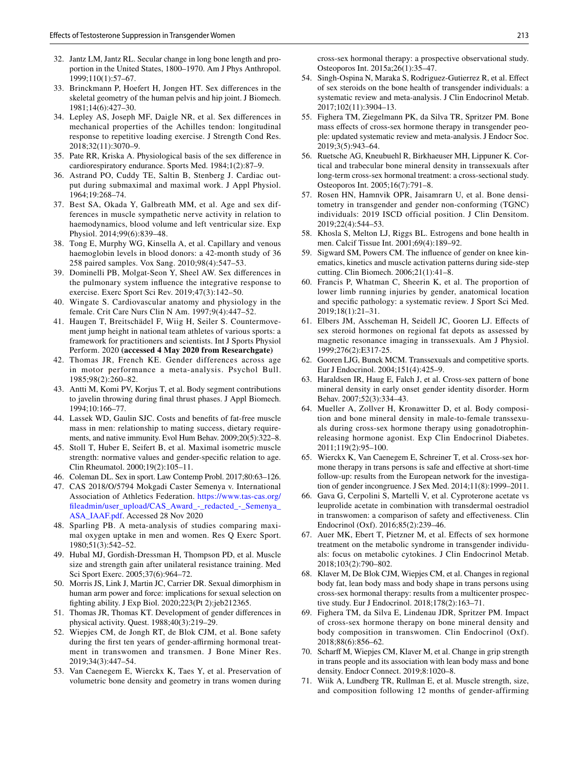32. Jantz LM, Jantz RL. Secular change in long bone length and proportion in the United States, 1800–1970. Am J Phys Anthropol. 1999;110(1):57–67.
33. Brinckmann P, Hoefert H, Jongen HT. Sex differences in the skeletal geometry of the human pelvis and hip joint. J Biomech. 1981;14(6):427–30.
34. Lepley AS, Joseph MF, Daigle NR, et al. Sex differences in mechanical properties of the Achilles tendon: longitudinal response to repetitive loading exercise. J Strength Cond Res. 2018;32(11):3070–9.
35. Pate RR, Kriska A. Physiological basis of the sex difference in cardiorespiratory endurance. Sports Med. 1984;1(2):87–9.
36. Astrand PO, Cuddy TE, Saltin B, Stenberg J. Cardiac output during submaximal and maximal work. J Appl Physiol. 1964;19:268–74.
37. Best SA, Okada Y, Galbreath MM, et al. Age and sex differences in muscle sympathetic nerve activity in relation to haemodynamics, blood volume and left ventricular size. Exp Physiol. 2014;99(6):839–48.
38. Tong E, Murphy WG, Kinsella A, et al. Capillary and venous haemoglobin levels in blood donors: a 42-month study of 36 258 paired samples. Vox Sang. 2010;98(4):547–53.
39. Dominelli PB, Molgat-Seon Y, Sheel AW. Sex differences in the pulmonary system influence the integrative response to exercise. Exerc Sport Sci Rev. 2019;47(3):142–50.
40. Wingate S. Cardiovascular anatomy and physiology in the female. Crit Care Nurs Clin N Am. 1997;9(4):447–52.
41. Haugen T, Breitschädel F, Wiig H, Seiler S. Countermovement jump height in national team athletes of various sports: a framework for practitioners and scientists. Int J Sports Physiol Perform. 2020 **(accessed 4 May 2020 from Researchgate)**
42. Thomas JR, French KE. Gender differences across age in motor performance a meta-analysis. Psychol Bull. 1985;98(2):260–82.
43. Antti M, Komi PV, Korjus T, et al. Body segment contributions to javelin throwing during final thrust phases. J Appl Biomech. 1994;10:166–77.
44. Lassek WD, Gaulin SJC. Costs and benefits of fat-free muscle mass in men: relationship to mating success, dietary requirements, and native immunity. Evol Hum Behav. 2009;20(5):322–8.
45. Stoll T, Huber E, Seifert B, et al. Maximal isometric muscle strength: normative values and gender-specific relation to age. Clin Rheumatol. 2000;19(2):105–11.
46. Coleman DL. Sex in sport. Law Contemp Probl. 2017;80:63–126.
47. CAS 2018/O/5794 Mokgadi Caster Semenya v. International Association of Athletics Federation. https://www.tas-cas.org/fileadmin/user_upload/CAS_Award_-_redacted_-_Semenya_ASA_IAAF.pdf. Accessed 28 Nov 2020
48. Sparling PB. A meta-analysis of studies comparing maximal oxygen uptake in men and women. Res Q Exerc Sport. 1980;51(3):542–52.
49. Hubal MJ, Gordish-Dressman H, Thompson PD, et al. Muscle size and strength gain after unilateral resistance training. Med Sci Sport Exerc. 2005;37(6):964–72.
50. Morris JS, Link J, Martin JC, Carrier DR. Sexual dimorphism in human arm power and force: implications for sexual selection on fighting ability. J Exp Biol. 2020;223(Pt 2):jeb212365.
51. Thomas JR, Thomas KT. Development of gender differences in physical activity. Quest. 1988;40(3):219–29.
52. Wiepjes CM, de Jongh RT, de Blok CJM, et al. Bone safety during the first ten years of gender-affirming hormonal treatment in transwomen and transmen. J Bone Miner Res. 2019;34(3):447–54.
53. Van Caenegem E, Wierckx K, Taes Y, et al. Preservation of volumetric bone density and geometry in trans women during cross-sex hormonal therapy: a prospective observational study. Osteoporos Int. 2015a;26(1):35–47.
54. Singh-Ospina N, Maraka S, Rodriguez-Gutierrez R, et al. Effect of sex steroids on the bone health of transgender individuals: a systematic review and meta-analysis. J Clin Endocrinol Metab. 2017;102(11):3904–13.
55. Fighera TM, Ziegelmann PK, da Silva TR, Spritzer PM. Bone mass effects of cross-sex hormone therapy in transgender people: updated systematic review and meta-analysis. J Endocr Soc. 2019;3(5):943–64.
56. Ruetsche AG, Kneubuehl R, Birkhaeuser MH, Lippuner K. Cortical and trabecular bone mineral density in transsexuals after long-term cross-sex hormonal treatment: a cross-sectional study. Osteoporos Int. 2005;16(7):791–8.
57. Rosen HN, Hamnvik OPR, Jaisamrarn U, et al. Bone densitometry in transgender and gender non-conforming (TGNC) individuals: 2019 ISCD official position. J Clin Densitom. 2019;22(4):544–53.
58. Khosla S, Melton LJ, Riggs BL. Estrogens and bone health in men. Calcif Tissue Int. 2001;69(4):189–92.
59. Sigward SM, Powers CM. The influence of gender on knee kinematics, kinetics and muscle activation patterns during side-step cutting. Clin Biomech. 2006;21(1):41–8.
60. Francis P, Whatman C, Sheerin K, et al. The proportion of lower limb running injuries by gender, anatomical location and specific pathology: a systematic review. J Sport Sci Med. 2019;18(1):21–31.
61. Elbers JM, Asscheman H, Seidell JC, Gooren LJ. Effects of sex steroid hormones on regional fat depots as assessed by magnetic resonance imaging in transsexuals. Am J Physiol. 1999;276(2):E317-25.
62. Gooren LJG, Bunck MCM. Transsexuals and competitive sports. Eur J Endocrinol. 2004;151(4):425–9.
63. Haraldsen IR, Haug E, Falch J, et al. Cross-sex pattern of bone mineral density in early onset gender identity disorder. Horm Behav. 2007;52(3):334–43.
64. Mueller A, Zollver H, Kronawitter D, et al. Body composition and bone mineral density in male-to-female transsexuals during cross-sex hormone therapy using gonadotrophin-releasing hormone agonist. Exp Clin Endocrinol Diabetes. 2011;119(2):95–100.
65. Wierckx K, Van Caenegem E, Schreiner T, et al. Cross-sex hormone therapy in trans persons is safe and effective at short-time follow-up: results from the European network for the investigation of gender incongruence. J Sex Med. 2014;11(8):1999–2011.
66. Gava G, Cerpolini S, Martelli V, et al. Cyproterone acetate vs leuprolide acetate in combination with transdermal oestradiol in transwomen: a comparison of safety and effectiveness. Clin Endocrinol (Oxf). 2016;85(2):239–46.
67. Auer MK, Ebert T, Pietzner M, et al. Effects of sex hormone treatment on the metabolic syndrome in transgender individuals: focus on metabolic cytokines. J Clin Endocrinol Metab. 2018;103(2):790–802.
68. Klaver M, De Blok CJM, Wiepjes CM, et al. Changes in regional body fat, lean body mass and body shape in trans persons using cross-sex hormonal therapy: results from a multicenter prospective study. Eur J Endocrinol. 2018;178(2):163–71.
69. Fighera TM, da Silva E, Lindenau JDR, Spritzer PM. Impact of cross-sex hormone therapy on bone mineral density and body composition in transwomen. Clin Endocrinol (Oxf). 2018;88(6):856–62.
70. Scharff M, Wiepjes CM, Klaver M, et al. Change in grip strength in trans people and its association with lean body mass and bone density. Endocr Connect. 2019;8:1020–8.
71. Wiik A, Lundberg TR, Rullman E, et al. Muscle strength, size, and composition following 12 months of gender-affirming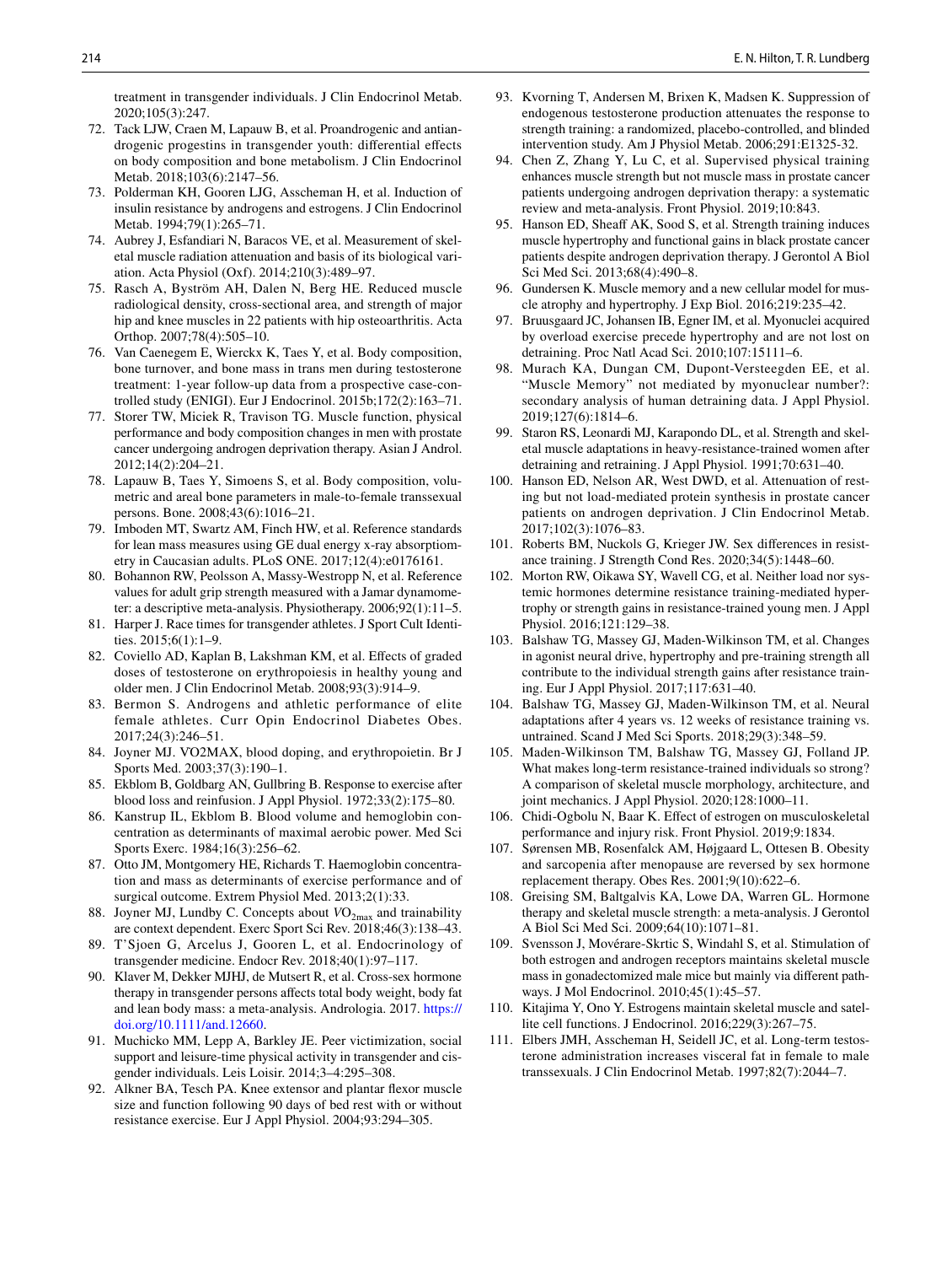treatment in transgender individuals. J Clin Endocrinol Metab. 2020;105(3):247.

72. Tack LJW, Craen M, Lapauw B, et al. Proandrogenic and antiandrogenic progestins in transgender youth: differential effects on body composition and bone metabolism. J Clin Endocrinol Metab. 2018;103(6):2147–56.
73. Polderman KH, Gooren LJG, Asscheman H, et al. Induction of insulin resistance by androgens and estrogens. J Clin Endocrinol Metab. 1994;79(1):265–71.
74. Aubrey J, Esfandiari N, Baracos VE, et al. Measurement of skeletal muscle radiation attenuation and basis of its biological variation. Acta Physiol (Oxf). 2014;210(3):489–97.
75. Rasch A, Byström AH, Dalen N, Berg HE. Reduced muscle radiological density, cross-sectional area, and strength of major hip and knee muscles in 22 patients with hip osteoarthritis. Acta Orthop. 2007;78(4):505–10.
76. Van Caenegem E, Wierckx K, Taes Y, et al. Body composition, bone turnover, and bone mass in trans men during testosterone treatment: 1-year follow-up data from a prospective case-controlled study (ENIGI). Eur J Endocrinol. 2015b;172(2):163–71.
77. Storer TW, Miciek R, Travison TG. Muscle function, physical performance and body composition changes in men with prostate cancer undergoing androgen deprivation therapy. Asian J Androl. 2012;14(2):204–21.
78. Lapauw B, Taes Y, Simoens S, et al. Body composition, volumetric and areal bone parameters in male-to-female transsexual persons. Bone. 2008;43(6):1016–21.
79. Imboden MT, Swartz AM, Finch HW, et al. Reference standards for lean mass measures using GE dual energy x-ray absorptiometry in Caucasian adults. PLoS ONE. 2017;12(4):e0176161.
80. Bohannon RW, Peolsson A, Massy-Westropp N, et al. Reference values for adult grip strength measured with a Jamar dynamometer: a descriptive meta-analysis. Physiotherapy. 2006;92(1):11–5.
81. Harper J. Race times for transgender athletes. J Sport Cult Identities. 2015;6(1):1–9.
82. Coviello AD, Kaplan B, Lakshman KM, et al. Effects of graded doses of testosterone on erythropoiesis in healthy young and older men. J Clin Endocrinol Metab. 2008;93(3):914–9.
83. Bermon S. Androgens and athletic performance of elite female athletes. Curr Opin Endocrinol Diabetes Obes. 2017;24(3):246–51.
84. Joyner MJ. VO2MAX, blood doping, and erythropoietin. Br J Sports Med. 2003;37(3):190–1.
85. Ekblom B, Goldbarg AN, Gullbring B. Response to exercise after blood loss and reinfusion. J Appl Physiol. 1972;33(2):175–80.
86. Kanstrup IL, Ekblom B. Blood volume and hemoglobin concentration as determinants of maximal aerobic power. Med Sci Sports Exerc. 1984;16(3):256–62.
87. Otto JM, Montgomery HE, Richards T. Haemoglobin concentration and mass as determinants of exercise performance and of surgical outcome. Extrem Physiol Med. 2013;2(1):33.
88. Joyner MJ, Lundby C. Concepts about $VO_{2max}$ and trainability are context dependent. Exerc Sport Sci Rev. 2018;46(3):138–43.
89. T'Sjoen G, Arcelus J, Gooren L, et al. Endocrinology of transgender medicine. Endocr Rev. 2018;40(1):97–117.
90. Klaver M, Dekker MJHJ, de Mutsert R, et al. Cross-sex hormone therapy in transgender persons affects total body weight, body fat and lean body mass: a meta-analysis. Andrologia. 2017. https://doi.org/10.1111/and.12660.
91. Muchicko MM, Lepp A, Barkley JE. Peer victimization, social support and leisure-time physical activity in transgender and cisgender individuals. Leis Loisir. 2014;3–4:295–308.
92. Alkner BA, Tesch PA. Knee extensor and plantar flexor muscle size and function following 90 days of bed rest with or without resistance exercise. Eur J Appl Physiol. 2004;93:294–305.
93. Kvorning T, Andersen M, Brixen K, Madsen K. Suppression of endogenous testosterone production attenuates the response to strength training: a randomized, placebo-controlled, and blinded intervention study. Am J Physiol Metab. 2006;291:E1325-32.
94. Chen Z, Zhang Y, Lu C, et al. Supervised physical training enhances muscle strength but not muscle mass in prostate cancer patients undergoing androgen deprivation therapy: a systematic review and meta-analysis. Front Physiol. 2019;10:843.
95. Hanson ED, Sheaff AK, Sood S, et al. Strength training induces muscle hypertrophy and functional gains in black prostate cancer patients despite androgen deprivation therapy. J Gerontol A Biol Sci Med Sci. 2013;68(4):490–8.
96. Gundersen K. Muscle memory and a new cellular model for muscle atrophy and hypertrophy. J Exp Biol. 2016;219:235–42.
97. Bruusgaard JC, Johansen IB, Egner IM, et al. Myonuclei acquired by overload exercise precede hypertrophy and are not lost on detraining. Proc Natl Acad Sci. 2010;107:15111–6.
98. Murach KA, Dungan CM, Dupont-Versteegden EE, et al. "Muscle Memory" not mediated by myonuclear number?: secondary analysis of human detraining data. J Appl Physiol. 2019;127(6):1814–6.
99. Staron RS, Leonardi MJ, Karapondo DL, et al. Strength and skeletal muscle adaptations in heavy-resistance-trained women after detraining and retraining. J Appl Physiol. 1991;70:631–40.
100. Hanson ED, Nelson AR, West DWD, et al. Attenuation of resting but not load-mediated protein synthesis in prostate cancer patients on androgen deprivation. J Clin Endocrinol Metab. 2017;102(3):1076–83.
101. Roberts BM, Nuckols G, Krieger JW. Sex differences in resistance training. J Strength Cond Res. 2020;34(5):1448–60.
102. Morton RW, Oikawa SY, Wavell CG, et al. Neither load nor systemic hormones determine resistance training-mediated hypertrophy or strength gains in resistance-trained young men. J Appl Physiol. 2016;121:129–38.
103. Balshaw TG, Massey GJ, Maden-Wilkinson TM, et al. Changes in agonist neural drive, hypertrophy and pre-training strength all contribute to the individual strength gains after resistance training. Eur J Appl Physiol. 2017;117:631–40.
104. Balshaw TG, Massey GJ, Maden-Wilkinson TM, et al. Neural adaptations after 4 years vs. 12 weeks of resistance training vs. untrained. Scand J Med Sci Sports. 2018;29(3):348–59.
105. Maden-Wilkinson TM, Balshaw TG, Massey GJ, Folland JP. What makes long-term resistance-trained individuals so strong? A comparison of skeletal muscle morphology, architecture, and joint mechanics. J Appl Physiol. 2020;128:1000–11.
106. Chidi-Ogbolu N, Baar K. Effect of estrogen on musculoskeletal performance and injury risk. Front Physiol. 2019;9:1834.
107. Sørensen MB, Rosenfalck AM, Højgaard L, Ottesen B. Obesity and sarcopenia after menopause are reversed by sex hormone replacement therapy. Obes Res. 2001;9(10):622–6.
108. Greising SM, Baltgalvis KA, Lowe DA, Warren GL. Hormone therapy and skeletal muscle strength: a meta-analysis. J Gerontol A Biol Sci Med Sci. 2009;64(10):1071–81.
109. Svensson J, Movérare-Skrtic S, Windahl S, et al. Stimulation of both estrogen and androgen receptors maintains skeletal muscle mass in gonadectomized male mice but mainly via different pathways. J Mol Endocrinol. 2010;45(1):45–57.
110. Kitajima Y, Ono Y. Estrogens maintain skeletal muscle and satellite cell functions. J Endocrinol. 2016;229(3):267–75.
111. Elbers JMH, Asscheman H, Seidell JC, et al. Long-term testosterone administration increases visceral fat in female to male transsexuals. J Clin Endocrinol Metab. 1997;82(7):2044–7.